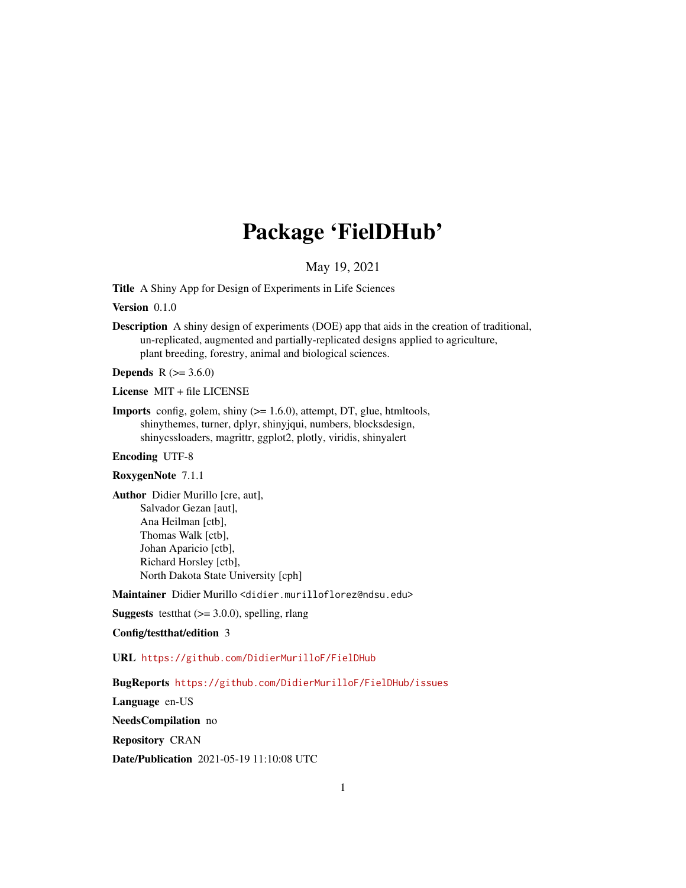# Package 'FielDHub'

May 19, 2021

**Title** A Shiny App for Design of Experiments in Life Sciences

**Version** 0.1.0

**Description** A shiny design of experiments (DOE) app that aids in the creation of traditional, un-replicated, augmented and partially-replicated designs applied to agriculture, plant breeding, forestry, animal and biological sciences.

**Depends** R (>= 3.6.0)

**License** MIT + file LICENSE

**Imports** config, golem, shiny (>= 1.6.0), attempt, DT, glue, htmltools, shinythemes, turner, dplyr, shinyjqui, numbers, blocksdesign, shinycssloaders, magrittr, ggplot2, plotly, viridis, shinyalert

**Encoding** UTF-8

**RoxygenNote** 7.1.1

**Author** Didier Murillo [cre, aut],
Salvador Gezan [aut],
Ana Heilman [ctb],
Thomas Walk [ctb],
Johan Aparicio [ctb],
Richard Horsley [ctb],
North Dakota State University [cph]

**Maintainer** Didier Murillo <didier.murilloflorez@ndsu.edu>

**Suggests** testthat (>= 3.0.0), spelling, rlang

**Config/testthat/edition** 3

**URL** https://github.com/DidierMurilloF/FielDHub

**BugReports** https://github.com/DidierMurilloF/FielDHub/issues

**Language** en-US

**NeedsCompilation** no

**Repository** CRAN

**Date/Publication** 2021-05-19 11:10:08 UTC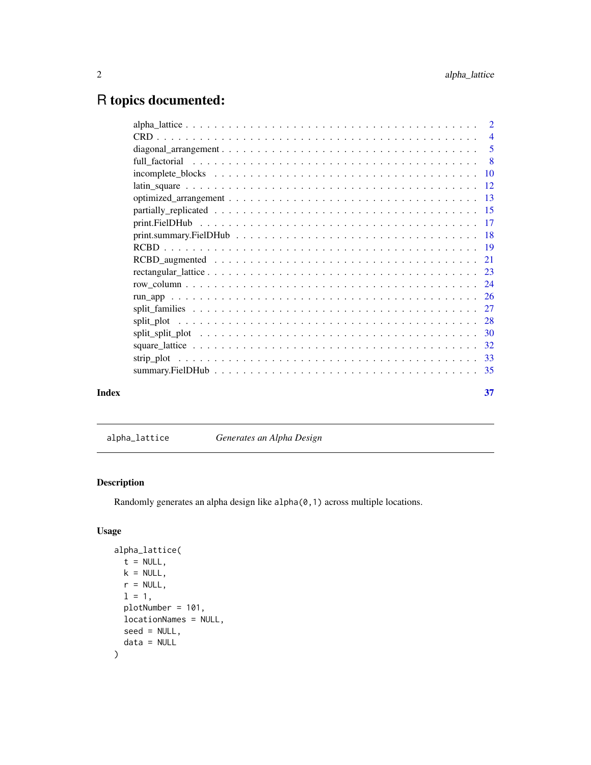# R topics documented:

| | |
|---|---|
| alpha_lattice | 2 |
| CRD | 4 |
| diagonal_arrangement | 5 |
| full_factorial | 8 |
| incomplete_blocks | 10 |
| latin_square | 12 |
| optimized_arrangement | 13 |
| partially_replicated | 15 |
| print.FielDHub | 17 |
| print.summary.FielDHub | 18 |
| RCBD | 19 |
| RCBD_augmented | 21 |
| rectangular_lattice | 23 |
| row_column | 24 |
| run_app | 26 |
| split_families | 27 |
| split_plot | 28 |
| split_split_plot | 30 |
| square_lattice | 32 |
| strip_plot | 33 |
| summary.FielDHub | 35 |

**Index** **37**

---

`alpha_lattice` *Generates an Alpha Design*

---

### Description

Randomly generates an alpha design like `alpha(0,1)` across multiple locations.

### Usage

```
alpha_lattice(
  t = NULL,
  k = NULL,
  r = NULL,
  l = 1,
  plotNumber = 101,
  locationNames = NULL,
  seed = NULL,
  data = NULL
)
```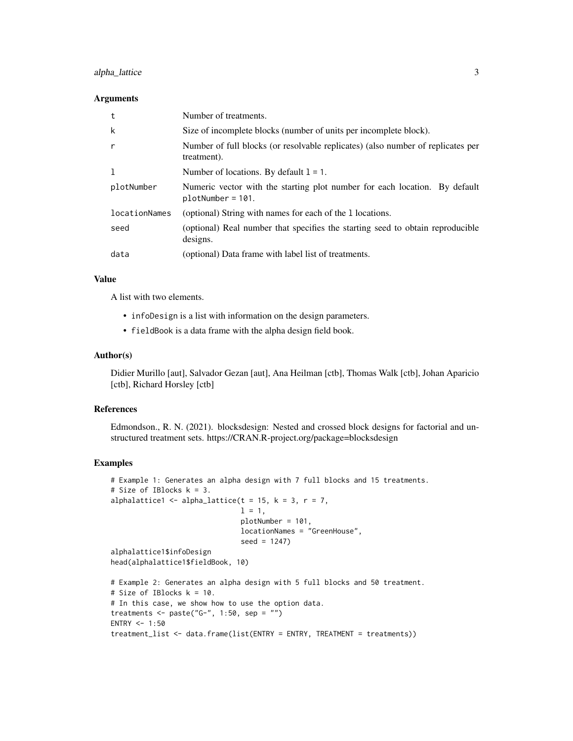### Arguments

| | |
|---|---|
| t | Number of treatments. |
| k | Size of incomplete blocks (number of units per incomplete block). |
| r | Number of full blocks (or resolvable replicates) (also number of replicates per treatment). |
| l | Number of locations. By default l = 1. |
| plotNumber | Numeric vector with the starting plot number for each location. By default plotNumber = 101. |
| locationNames | (optional) String with names for each of the l locations. |
| seed | (optional) Real number that specifies the starting seed to obtain reproducible designs. |
| data | (optional) Data frame with label list of treatments. |

### Value

A list with two elements.

- infoDesign is a list with information on the design parameters.
- fieldBook is a data frame with the alpha design field book.

### Author(s)

Didier Murillo [aut], Salvador Gezan [aut], Ana Heilman [ctb], Thomas Walk [ctb], Johan Aparicio [ctb], Richard Horsley [ctb]

### References

Edmondson., R. N. (2021). blocksdesign: Nested and crossed block designs for factorial and unstructured treatment sets. https://CRAN.R-project.org/package=blocksdesign

### Examples

```
# Example 1: Generates an alpha design with 7 full blocks and 15 treatments.
# Size of IBlocks k = 3.
alphalattice1 <- alpha_lattice(t = 15, k = 3, r = 7,
                               l = 1,
                               plotNumber = 101,
                               locationNames = "GreenHouse",
                               seed = 1247)
alphalattice1$infoDesign
head(alphalattice1$fieldBook, 10)

# Example 2: Generates an alpha design with 5 full blocks and 50 treatment.
# Size of IBlocks k = 10.
# In this case, we show how to use the option data.
treatments <- paste("G-", 1:50, sep = "")
ENTRY <- 1:50
treatment_list <- data.frame(list(ENTRY = ENTRY, TREATMENT = treatments))
```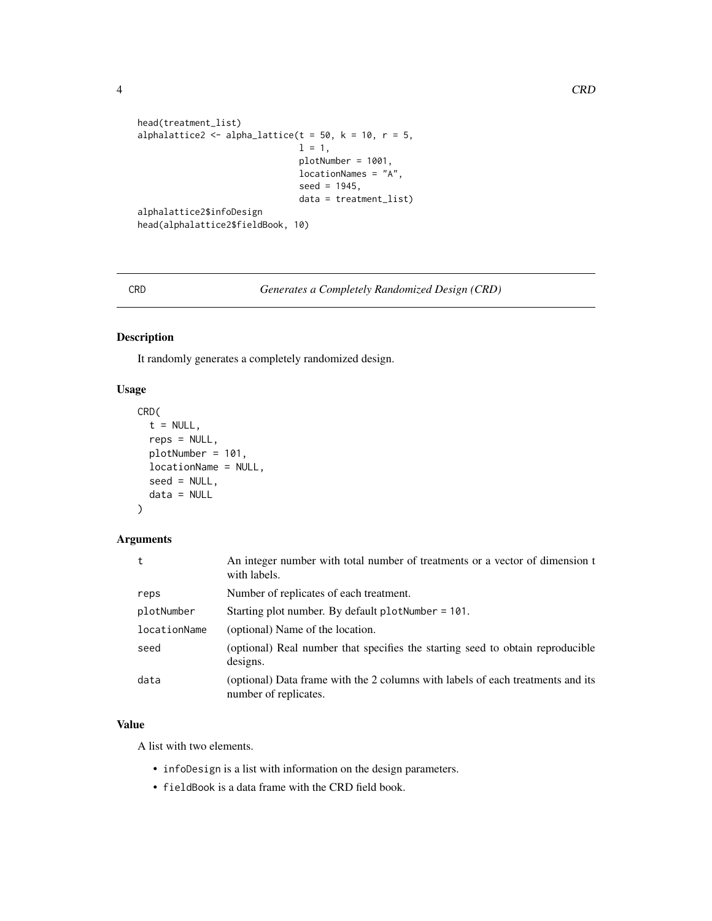```
head(treatment_list)
alphalattice2 <- alpha_lattice(t = 50, k = 10, r = 5,
                               l = 1,
                               plotNumber = 1001,
                               locationNames = "A",
                               seed = 1945,
                               data = treatment_list)
alphalattice2$infoDesign
head(alphalattice2$fieldBook, 10)
```

## CRD — *Generates a Completely Randomized Design (CRD)*

### Description

It randomly generates a completely randomized design.

### Usage

```
CRD(
  t = NULL,
  reps = NULL,
  plotNumber = 101,
  locationName = NULL,
  seed = NULL,
  data = NULL
)
```

### Arguments

| | |
|---|---|
| t | An integer number with total number of treatments or a vector of dimension t with labels. |
| reps | Number of replicates of each treatment. |
| plotNumber | Starting plot number. By default plotNumber = 101. |
| locationName | (optional) Name of the location. |
| seed | (optional) Real number that specifies the starting seed to obtain reproducible designs. |
| data | (optional) Data frame with the 2 columns with labels of each treatments and its number of replicates. |

### Value

A list with two elements.

- infoDesign is a list with information on the design parameters.
- fieldBook is a data frame with the CRD field book.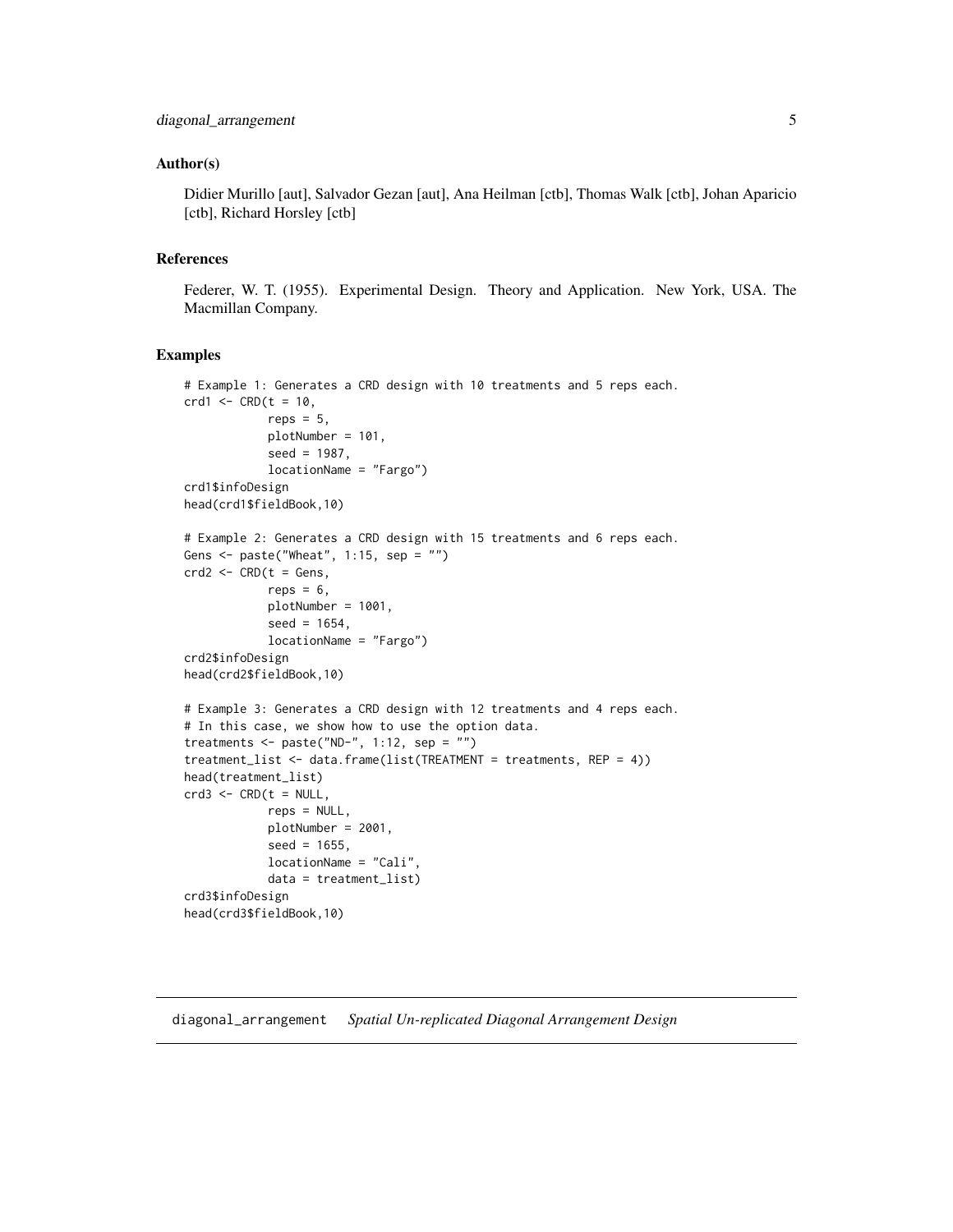### Author(s)

Didier Murillo [aut], Salvador Gezan [aut], Ana Heilman [ctb], Thomas Walk [ctb], Johan Aparicio [ctb], Richard Horsley [ctb]

### References

Federer, W. T. (1955). Experimental Design. Theory and Application. New York, USA. The Macmillan Company.

### Examples

```
# Example 1: Generates a CRD design with 10 treatments and 5 reps each.
crd1 <- CRD(t = 10,
            reps = 5,
            plotNumber = 101,
            seed = 1987,
            locationName = "Fargo")
crd1$infoDesign
head(crd1$fieldBook,10)

# Example 2: Generates a CRD design with 15 treatments and 6 reps each.
Gens <- paste("Wheat", 1:15, sep = "")
crd2 <- CRD(t = Gens,
            reps = 6,
            plotNumber = 1001,
            seed = 1654,
            locationName = "Fargo")
crd2$infoDesign
head(crd2$fieldBook,10)

# Example 3: Generates a CRD design with 12 treatments and 4 reps each.
# In this case, we show how to use the option data.
treatments <- paste("ND-", 1:12, sep = "")
treatment_list <- data.frame(list(TREATMENT = treatments, REP = 4))
head(treatment_list)
crd3 <- CRD(t = NULL,
            reps = NULL,
            plotNumber = 2001,
            seed = 1655,
            locationName = "Cali",
            data = treatment_list)
crd3$infoDesign
head(crd3$fieldBook,10)
```

## diagonal_arrangement *Spatial Un-replicated Diagonal Arrangement Design*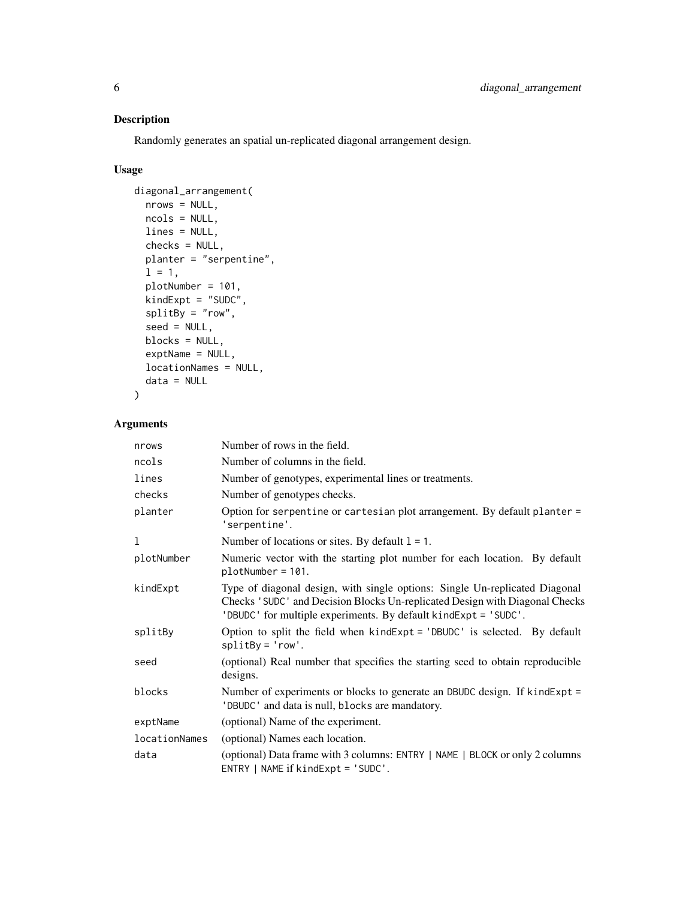## Description

Randomly generates an spatial un-replicated diagonal arrangement design.

## Usage

```
diagonal_arrangement(
  nrows = NULL,
  ncols = NULL,
  lines = NULL,
  checks = NULL,
  planter = "serpentine",
  l = 1,
  plotNumber = 101,
  kindExpt = "SUDC",
  splitBy = "row",
  seed = NULL,
  blocks = NULL,
  exptName = NULL,
  locationNames = NULL,
  data = NULL
)
```

## Arguments

| | |
|---|---|
| nrows | Number of rows in the field. |
| ncols | Number of columns in the field. |
| lines | Number of genotypes, experimental lines or treatments. |
| checks | Number of genotypes checks. |
| planter | Option for serpentine or cartesian plot arrangement. By default planter = 'serpentine'. |
| l | Number of locations or sites. By default l = 1. |
| plotNumber | Numeric vector with the starting plot number for each location. By default plotNumber = 101. |
| kindExpt | Type of diagonal design, with single options: Single Un-replicated Diagonal Checks 'SUDC' and Decision Blocks Un-replicated Design with Diagonal Checks 'DBUDC' for multiple experiments. By default kindExpt = 'SUDC'. |
| splitBy | Option to split the field when kindExpt = 'DBUDC' is selected. By default splitBy = 'row'. |
| seed | (optional) Real number that specifies the starting seed to obtain reproducible designs. |
| blocks | Number of experiments or blocks to generate an DBUDC design. If kindExpt = 'DBUDC' and data is null, blocks are mandatory. |
| exptName | (optional) Name of the experiment. |
| locationNames | (optional) Names each location. |
| data | (optional) Data frame with 3 columns: ENTRY \| NAME \| BLOCK or only 2 columns ENTRY \| NAME if kindExpt = 'SUDC'. |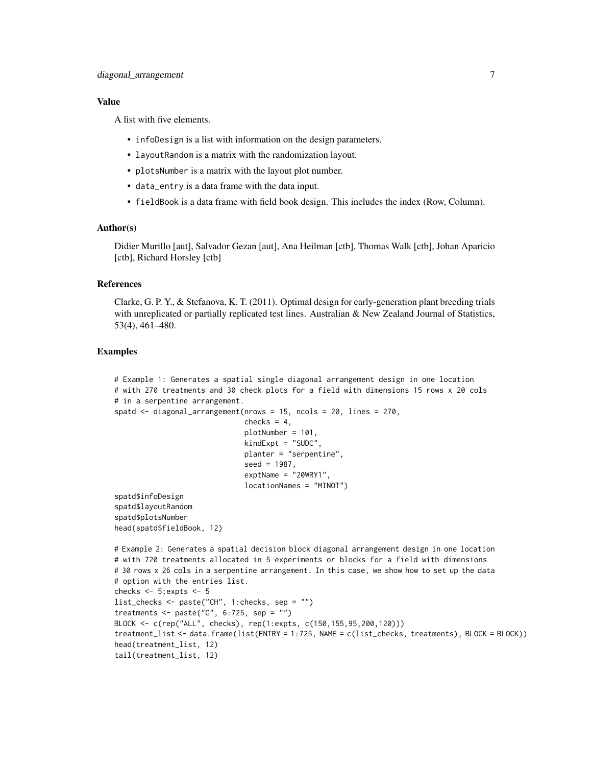### Value

A list with five elements.

- `infoDesign` is a list with information on the design parameters.
- `layoutRandom` is a matrix with the randomization layout.
- `plotsNumber` is a matrix with the layout plot number.
- `data_entry` is a data frame with the data input.
- `fieldBook` is a data frame with field book design. This includes the index (Row, Column).

### Author(s)

Didier Murillo [aut], Salvador Gezan [aut], Ana Heilman [ctb], Thomas Walk [ctb], Johan Aparicio [ctb], Richard Horsley [ctb]

### References

Clarke, G. P. Y., & Stefanova, K. T. (2011). Optimal design for early-generation plant breeding trials with unreplicated or partially replicated test lines. Australian & New Zealand Journal of Statistics, 53(4), 461–480.

### Examples

```
# Example 1: Generates a spatial single diagonal arrangement design in one location
# with 270 treatments and 30 check plots for a field with dimensions 15 rows x 20 cols
# in a serpentine arrangement.
spatd <- diagonal_arrangement(nrows = 15, ncols = 20, lines = 270,
                              checks = 4,
                              plotNumber = 101,
                              kindExpt = "SUDC",
                              planter = "serpentine",
                              seed = 1987,
                              exptName = "20WRY1",
                              locationNames = "MINOT")
spatd$infoDesign
spatd$layoutRandom
spatd$plotsNumber
head(spatd$fieldBook, 12)

# Example 2: Generates a spatial decision block diagonal arrangement design in one location
# with 720 treatments allocated in 5 experiments or blocks for a field with dimensions
# 30 rows x 26 cols in a serpentine arrangement. In this case, we show how to set up the data
# option with the entries list.
checks <- 5;expts <- 5
list_checks <- paste("CH", 1:checks, sep = "")
treatments <- paste("G", 6:725, sep = "")
BLOCK <- c(rep("ALL", checks), rep(1:expts, c(150,155,95,200,120)))
treatment_list <- data.frame(list(ENTRY = 1:725, NAME = c(list_checks, treatments), BLOCK = BLOCK))
head(treatment_list, 12)
tail(treatment_list, 12)
```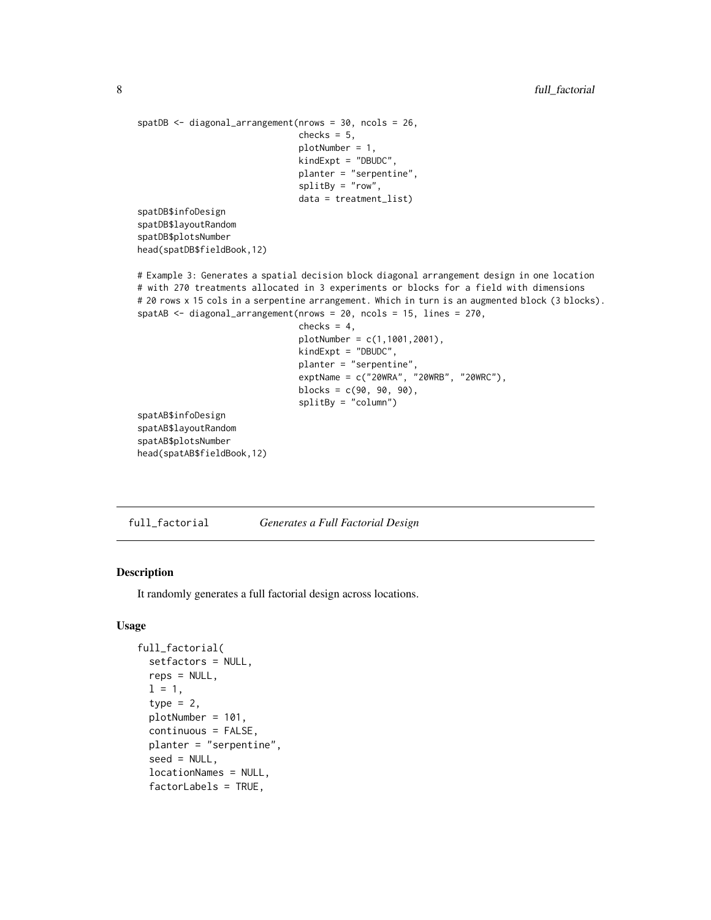```
spatDB <- diagonal_arrangement(nrows = 30, ncols = 26,
                               checks = 5,
                               plotNumber = 1,
                               kindExpt = "DBUDC",
                               planter = "serpentine",
                               splitBy = "row",
                               data = treatment_list)
spatDB$infoDesign
spatDB$layoutRandom
spatDB$plotsNumber
head(spatDB$fieldBook,12)

# Example 3: Generates a spatial decision block diagonal arrangement design in one location
# with 270 treatments allocated in 3 experiments or blocks for a field with dimensions
# 20 rows x 15 cols in a serpentine arrangement. Which in turn is an augmented block (3 blocks).
spatAB <- diagonal_arrangement(nrows = 20, ncols = 15, lines = 270,
                               checks = 4,
                               plotNumber = c(1,1001,2001),
                               kindExpt = "DBUDC",
                               planter = "serpentine",
                               exptName = c("20WRA", "20WRB", "20WRC"),
                               blocks = c(90, 90, 90),
                               splitBy = "column")
spatAB$infoDesign
spatAB$layoutRandom
spatAB$plotsNumber
head(spatAB$fieldBook,12)
```

## full_factorial *Generates a Full Factorial Design*

### Description

It randomly generates a full factorial design across locations.

### Usage

```
full_factorial(
  setfactors = NULL,
  reps = NULL,
  l = 1,
  type = 2,
  plotNumber = 101,
  continuous = FALSE,
  planter = "serpentine",
  seed = NULL,
  locationNames = NULL,
  factorLabels = TRUE,
```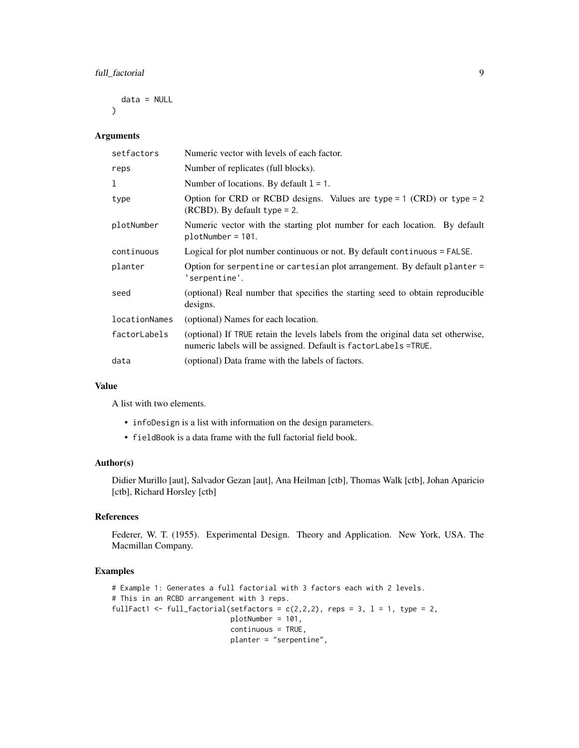```
  data = NULL
)
```

## Arguments

| | |
|---|---|
| setfactors | Numeric vector with levels of each factor. |
| reps | Number of replicates (full blocks). |
| l | Number of locations. By default l = 1. |
| type | Option for CRD or RCBD designs. Values are type = 1 (CRD) or type = 2 (RCBD). By default type = 2. |
| plotNumber | Numeric vector with the starting plot number for each location. By default plotNumber = 101. |
| continuous | Logical for plot number continuous or not. By default continuous = FALSE. |
| planter | Option for serpentine or cartesian plot arrangement. By default planter = 'serpentine'. |
| seed | (optional) Real number that specifies the starting seed to obtain reproducible designs. |
| locationNames | (optional) Names for each location. |
| factorLabels | (optional) If TRUE retain the levels labels from the original data set otherwise, numeric labels will be assigned. Default is factorLabels =TRUE. |
| data | (optional) Data frame with the labels of factors. |

## Value

A list with two elements.

- infoDesign is a list with information on the design parameters.
- fieldBook is a data frame with the full factorial field book.

## Author(s)

Didier Murillo [aut], Salvador Gezan [aut], Ana Heilman [ctb], Thomas Walk [ctb], Johan Aparicio [ctb], Richard Horsley [ctb]

## References

Federer, W. T. (1955). Experimental Design. Theory and Application. New York, USA. The Macmillan Company.

## Examples

```
# Example 1: Generates a full factorial with 3 factors each with 2 levels.
# This in an RCBD arrangement with 3 reps.
fullFact1 <- full_factorial(setfactors = c(2,2,2), reps = 3, l = 1, type = 2,
                            plotNumber = 101,
                            continuous = TRUE,
                            planter = "serpentine",
```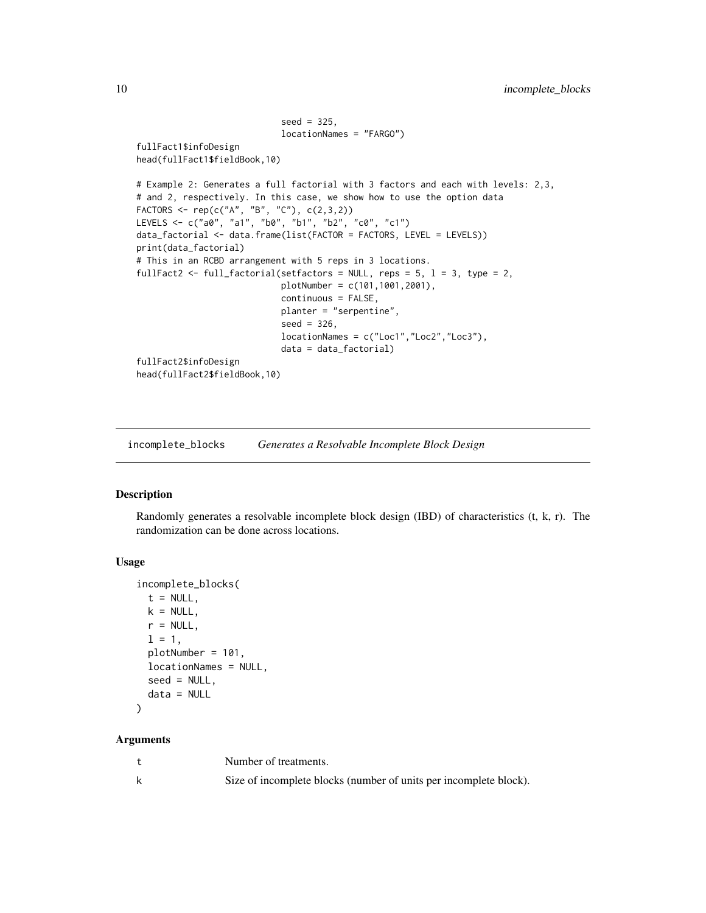```
                            seed = 325,
                            locationNames = "FARGO")
fullFact1$infoDesign
head(fullFact1$fieldBook,10)

# Example 2: Generates a full factorial with 3 factors and each with levels: 2,3,
# and 2, respectively. In this case, we show how to use the option data
FACTORS <- rep(c("A", "B", "C"), c(2,3,2))
LEVELS <- c("a0", "a1", "b0", "b1", "b2", "c0", "c1")
data_factorial <- data.frame(list(FACTOR = FACTORS, LEVEL = LEVELS))
print(data_factorial)
# This in an RCBD arrangement with 5 reps in 3 locations.
fullFact2 <- full_factorial(setfactors = NULL, reps = 5, l = 3, type = 2,
                            plotNumber = c(101,1001,2001),
                            continuous = FALSE,
                            planter = "serpentine",
                            seed = 326,
                            locationNames = c("Loc1","Loc2","Loc3"),
                            data = data_factorial)
fullFact2$infoDesign
head(fullFact2$fieldBook,10)
```

## incomplete_blocks    *Generates a Resolvable Incomplete Block Design*

### Description

Randomly generates a resolvable incomplete block design (IBD) of characteristics (t, k, r). The randomization can be done across locations.

### Usage

```
incomplete_blocks(
  t = NULL,
  k = NULL,
  r = NULL,
  l = 1,
  plotNumber = 101,
  locationNames = NULL,
  seed = NULL,
  data = NULL
)
```

### Arguments

| | |
|---|---|
| t | Number of treatments. |
| k | Size of incomplete blocks (number of units per incomplete block). |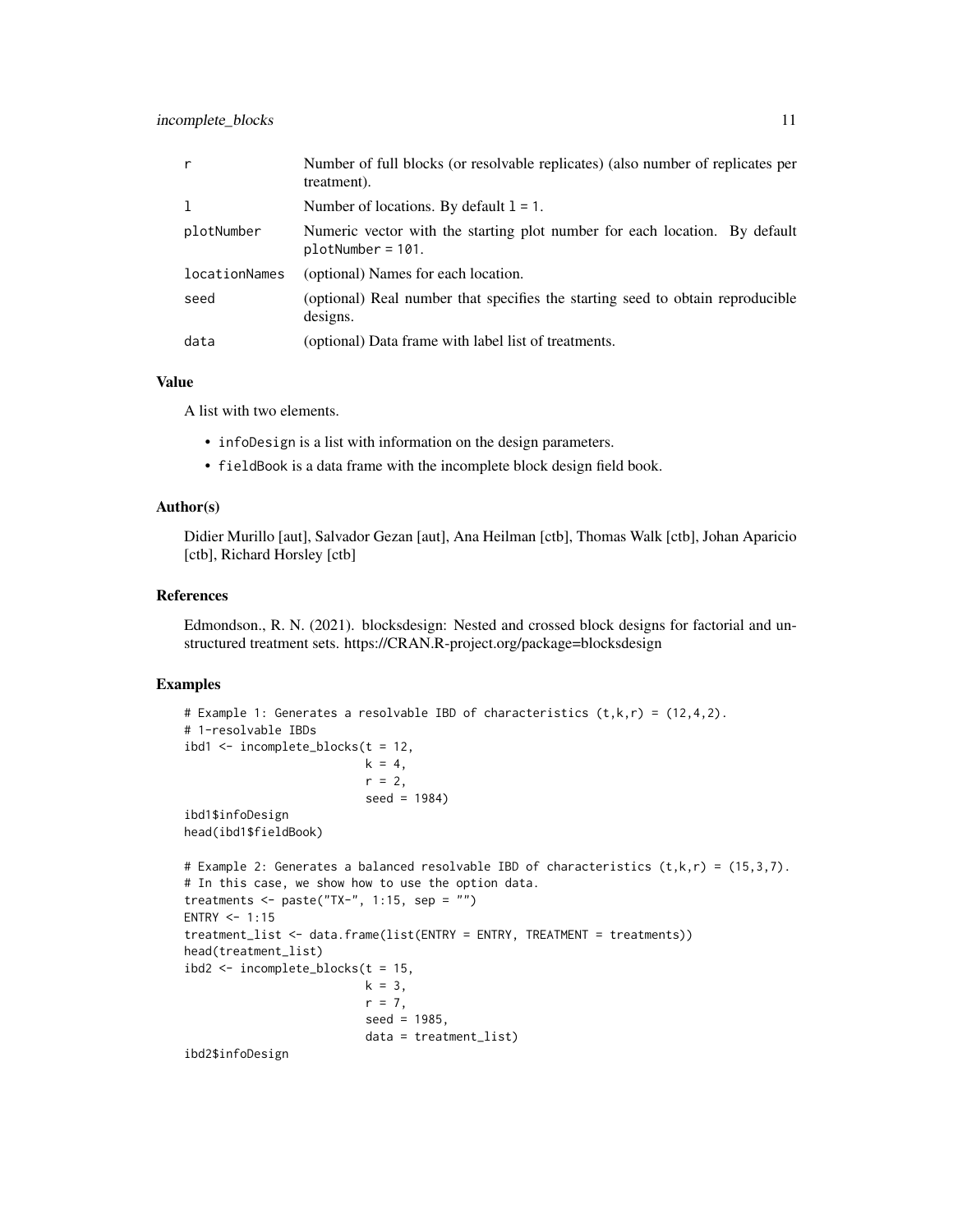| | |
|---|---|
| r | Number of full blocks (or resolvable replicates) (also number of replicates per treatment). |
| l | Number of locations. By default l = 1. |
| plotNumber | Numeric vector with the starting plot number for each location. By default plotNumber = 101. |
| locationNames | (optional) Names for each location. |
| seed | (optional) Real number that specifies the starting seed to obtain reproducible designs. |
| data | (optional) Data frame with label list of treatments. |

## Value

A list with two elements.

- infoDesign is a list with information on the design parameters.
- fieldBook is a data frame with the incomplete block design field book.

## Author(s)

Didier Murillo [aut], Salvador Gezan [aut], Ana Heilman [ctb], Thomas Walk [ctb], Johan Aparicio [ctb], Richard Horsley [ctb]

## References

Edmondson., R. N. (2021). blocksdesign: Nested and crossed block designs for factorial and unstructured treatment sets. https://CRAN.R-project.org/package=blocksdesign

## Examples

```
# Example 1: Generates a resolvable IBD of characteristics (t,k,r) = (12,4,2).
# 1-resolvable IBDs
ibd1 <- incomplete_blocks(t = 12,
                          k = 4,
                          r = 2,
                          seed = 1984)
ibd1$infoDesign
head(ibd1$fieldBook)

# Example 2: Generates a balanced resolvable IBD of characteristics (t,k,r) = (15,3,7).
# In this case, we show how to use the option data.
treatments <- paste("TX-", 1:15, sep = "")
ENTRY <- 1:15
treatment_list <- data.frame(list(ENTRY = ENTRY, TREATMENT = treatments))
head(treatment_list)
ibd2 <- incomplete_blocks(t = 15,
                          k = 3,
                          r = 7,
                          seed = 1985,
                          data = treatment_list)
ibd2$infoDesign
```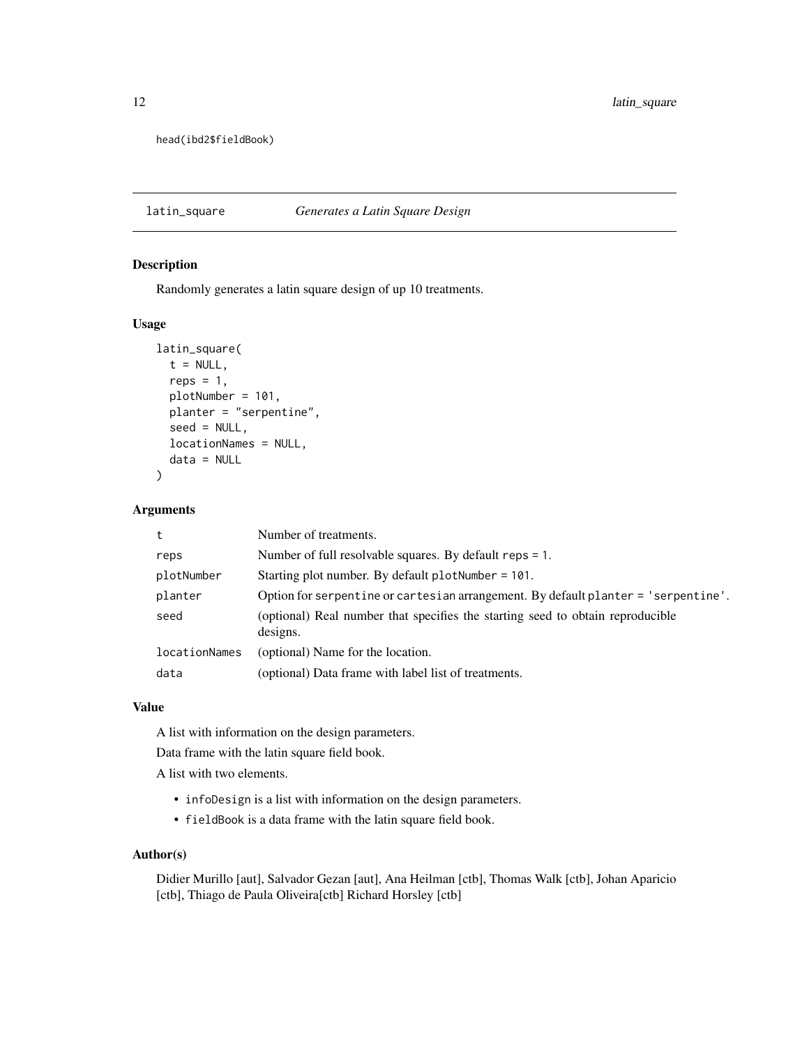```
head(ibd2$fieldBook)
```

## latin_square *Generates a Latin Square Design*

### Description

Randomly generates a latin square design of up 10 treatments.

### Usage

```
latin_square(
  t = NULL,
  reps = 1,
  plotNumber = 101,
  planter = "serpentine",
  seed = NULL,
  locationNames = NULL,
  data = NULL
)
```

### Arguments

| | |
|---|---|
| t | Number of treatments. |
| reps | Number of full resolvable squares. By default reps = 1. |
| plotNumber | Starting plot number. By default plotNumber = 101. |
| planter | Option for serpentine or cartesian arrangement. By default planter = 'serpentine'. |
| seed | (optional) Real number that specifies the starting seed to obtain reproducible designs. |
| locationNames | (optional) Name for the location. |
| data | (optional) Data frame with label list of treatments. |

### Value

A list with information on the design parameters.

Data frame with the latin square field book.

A list with two elements.

- infoDesign is a list with information on the design parameters.
- fieldBook is a data frame with the latin square field book.

### Author(s)

Didier Murillo [aut], Salvador Gezan [aut], Ana Heilman [ctb], Thomas Walk [ctb], Johan Aparicio [ctb], Thiago de Paula Oliveira[ctb] Richard Horsley [ctb]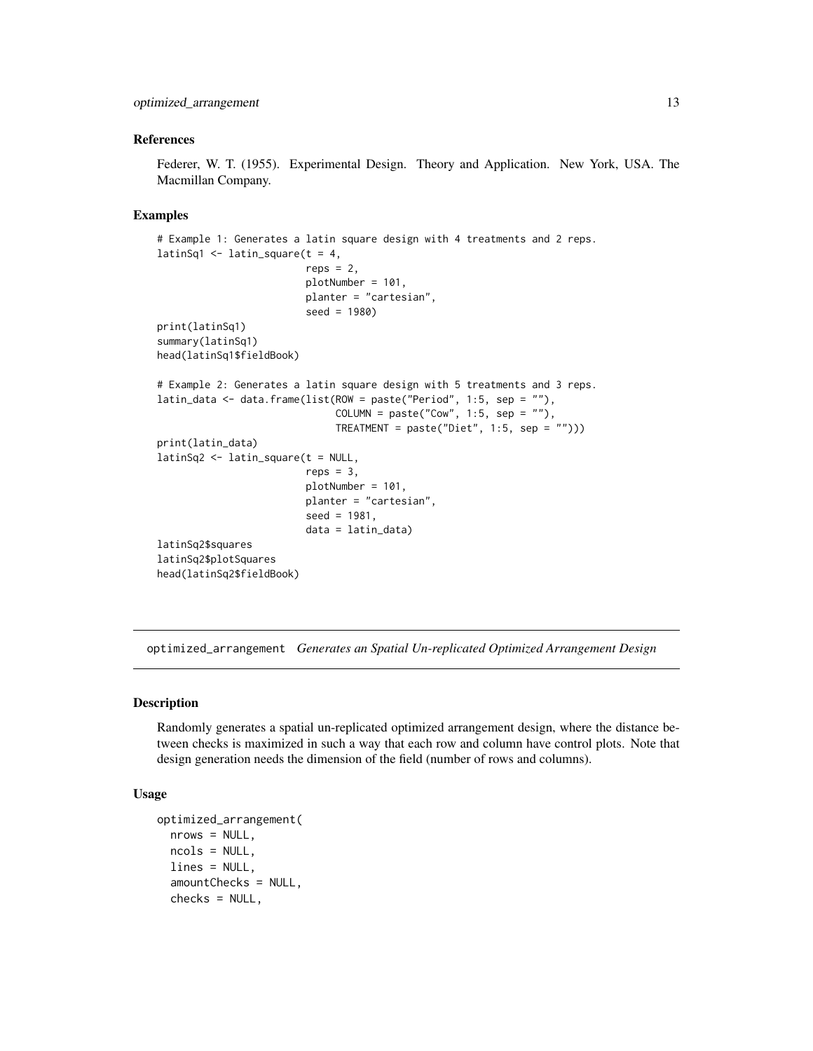### References

Federer, W. T. (1955). Experimental Design. Theory and Application. New York, USA. The Macmillan Company.

### Examples

```
# Example 1: Generates a latin square design with 4 treatments and 2 reps.
latinSq1 <- latin_square(t = 4,
                         reps = 2,
                         plotNumber = 101,
                         planter = "cartesian",
                         seed = 1980)
print(latinSq1)
summary(latinSq1)
head(latinSq1$fieldBook)

# Example 2: Generates a latin square design with 5 treatments and 3 reps.
latin_data <- data.frame(list(ROW = paste("Period", 1:5, sep = ""),
                              COLUMN = paste("Cow", 1:5, sep = ""),
                              TREATMENT = paste("Diet", 1:5, sep = "")))
print(latin_data)
latinSq2 <- latin_square(t = NULL,
                         reps = 3,
                         plotNumber = 101,
                         planter = "cartesian",
                         seed = 1981,
                         data = latin_data)
latinSq2$squares
latinSq2$plotSquares
head(latinSq2$fieldBook)
```

## optimized_arrangement *Generates an Spatial Un-replicated Optimized Arrangement Design*

### Description

Randomly generates a spatial un-replicated optimized arrangement design, where the distance between checks is maximized in such a way that each row and column have control plots. Note that design generation needs the dimension of the field (number of rows and columns).

### Usage

```
optimized_arrangement(
  nrows = NULL,
  ncols = NULL,
  lines = NULL,
  amountChecks = NULL,
  checks = NULL,
```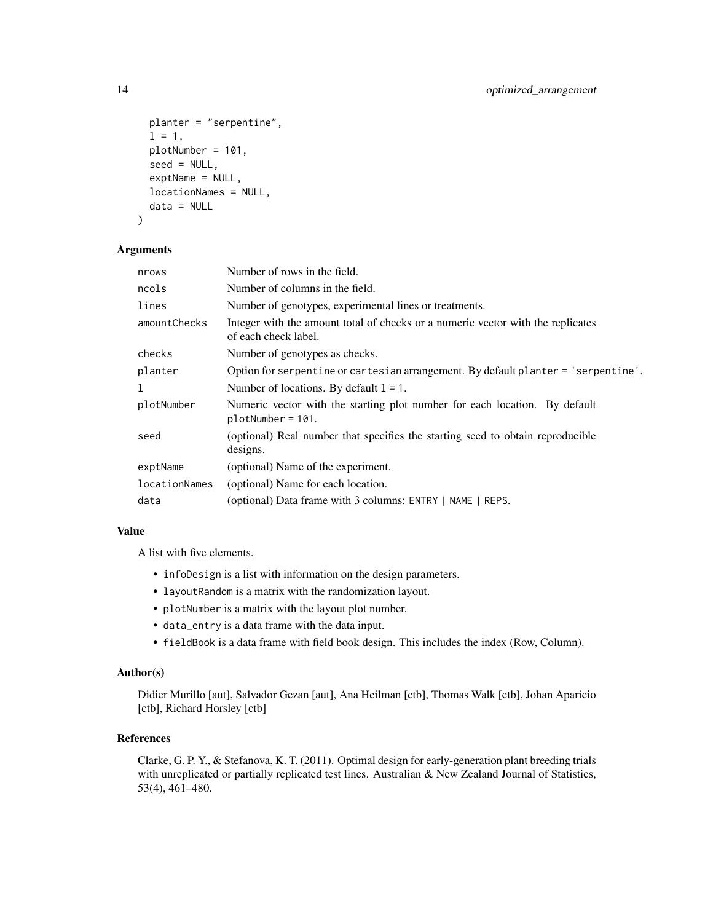```
  planter = "serpentine",
  l = 1,
  plotNumber = 101,
  seed = NULL,
  exptName = NULL,
  locationNames = NULL,
  data = NULL
)
```

### Arguments

| | |
|---|---|
| nrows | Number of rows in the field. |
| ncols | Number of columns in the field. |
| lines | Number of genotypes, experimental lines or treatments. |
| amountChecks | Integer with the amount total of checks or a numeric vector with the replicates of each check label. |
| checks | Number of genotypes as checks. |
| planter | Option for `serpentine` or `cartesian` arrangement. By default `planter = 'serpentine'`. |
| l | Number of locations. By default `l = 1`. |
| plotNumber | Numeric vector with the starting plot number for each location. By default `plotNumber = 101`. |
| seed | (optional) Real number that specifies the starting seed to obtain reproducible designs. |
| exptName | (optional) Name of the experiment. |
| locationNames | (optional) Name for each location. |
| data | (optional) Data frame with 3 columns: `ENTRY | NAME | REPS`. |

### Value

A list with five elements.

- `infoDesign` is a list with information on the design parameters.
- `layoutRandom` is a matrix with the randomization layout.
- `plotNumber` is a matrix with the layout plot number.
- `data_entry` is a data frame with the data input.
- `fieldBook` is a data frame with field book design. This includes the index (Row, Column).

### Author(s)

Didier Murillo [aut], Salvador Gezan [aut], Ana Heilman [ctb], Thomas Walk [ctb], Johan Aparicio [ctb], Richard Horsley [ctb]

### References

Clarke, G. P. Y., & Stefanova, K. T. (2011). Optimal design for early-generation plant breeding trials with unreplicated or partially replicated test lines. Australian & New Zealand Journal of Statistics, 53(4), 461–480.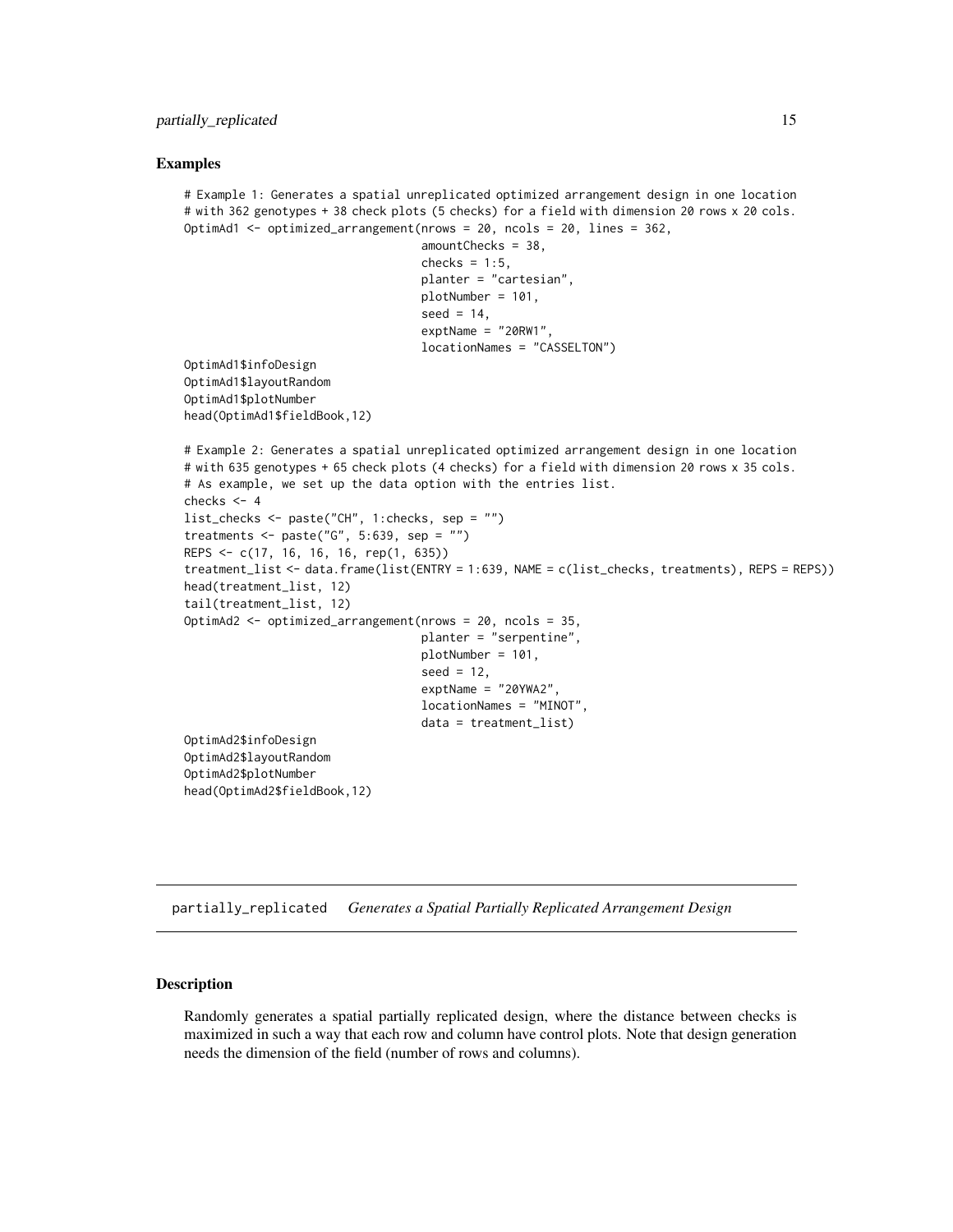### Examples

```
# Example 1: Generates a spatial unreplicated optimized arrangement design in one location
# with 362 genotypes + 38 check plots (5 checks) for a field with dimension 20 rows x 20 cols.
OptimAd1 <- optimized_arrangement(nrows = 20, ncols = 20, lines = 362,
                                  amountChecks = 38,
                                  checks = 1:5,
                                  planter = "cartesian",
                                  plotNumber = 101,
                                  seed = 14,
                                  exptName = "20RW1",
                                  locationNames = "CASSELTON")
OptimAd1$infoDesign
OptimAd1$layoutRandom
OptimAd1$plotNumber
head(OptimAd1$fieldBook,12)

# Example 2: Generates a spatial unreplicated optimized arrangement design in one location
# with 635 genotypes + 65 check plots (4 checks) for a field with dimension 20 rows x 35 cols.
# As example, we set up the data option with the entries list.
checks <- 4
list_checks <- paste("CH", 1:checks, sep = "")
treatments <- paste("G", 5:639, sep = "")
REPS <- c(17, 16, 16, 16, rep(1, 635))
treatment_list <- data.frame(list(ENTRY = 1:639, NAME = c(list_checks, treatments), REPS = REPS))
head(treatment_list, 12)
tail(treatment_list, 12)
OptimAd2 <- optimized_arrangement(nrows = 20, ncols = 35,
                                  planter = "serpentine",
                                  plotNumber = 101,
                                  seed = 12,
                                  exptName = "20YWA2",
                                  locationNames = "MINOT",
                                  data = treatment_list)
OptimAd2$infoDesign
OptimAd2$layoutRandom
OptimAd2$plotNumber
head(OptimAd2$fieldBook,12)
```

---

## partially_replicated *Generates a Spatial Partially Replicated Arrangement Design*

---

### Description

Randomly generates a spatial partially replicated design, where the distance between checks is maximized in such a way that each row and column have control plots. Note that design generation needs the dimension of the field (number of rows and columns).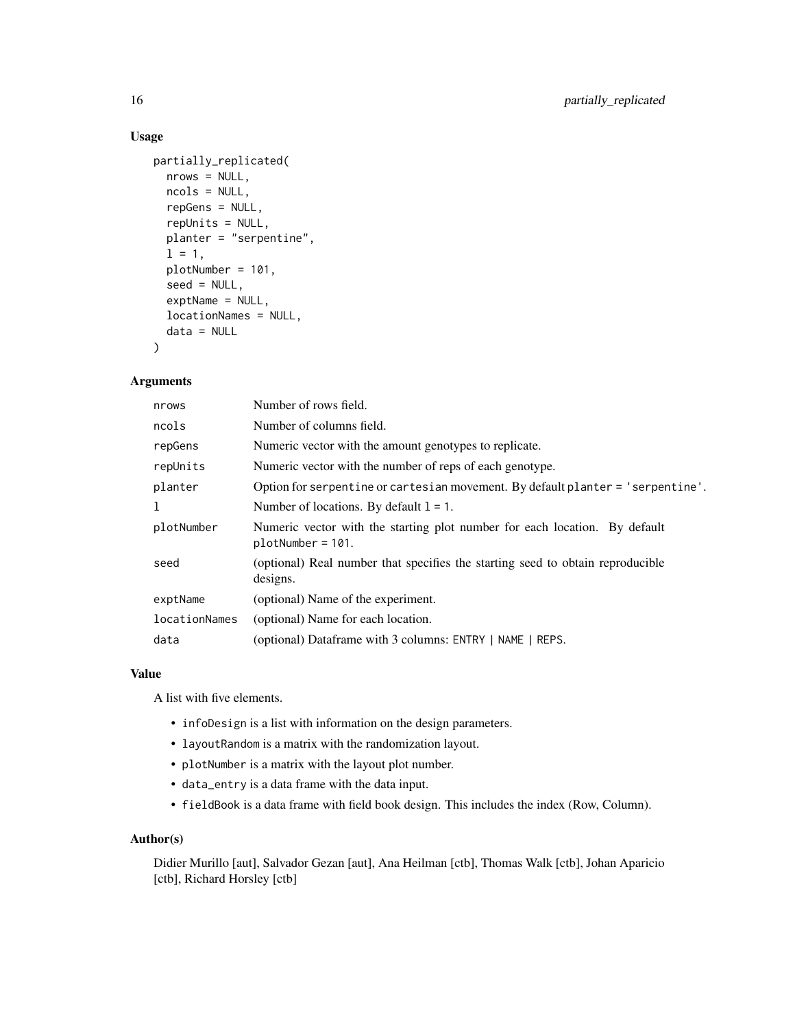### Usage

```
partially_replicated(
  nrows = NULL,
  ncols = NULL,
  repGens = NULL,
  repUnits = NULL,
  planter = "serpentine",
  l = 1,
  plotNumber = 101,
  seed = NULL,
  exptName = NULL,
  locationNames = NULL,
  data = NULL
)
```

### Arguments

| | |
|---|---|
| nrows | Number of rows field. |
| ncols | Number of columns field. |
| repGens | Numeric vector with the amount genotypes to replicate. |
| repUnits | Numeric vector with the number of reps of each genotype. |
| planter | Option for serpentine or cartesian movement. By default planter = 'serpentine'. |
| l | Number of locations. By default l = 1. |
| plotNumber | Numeric vector with the starting plot number for each location. By default plotNumber = 101. |
| seed | (optional) Real number that specifies the starting seed to obtain reproducible designs. |
| exptName | (optional) Name of the experiment. |
| locationNames | (optional) Name for each location. |
| data | (optional) Dataframe with 3 columns: ENTRY \| NAME \| REPS. |

### Value

A list with five elements.

- infoDesign is a list with information on the design parameters.
- layoutRandom is a matrix with the randomization layout.
- plotNumber is a matrix with the layout plot number.
- data_entry is a data frame with the data input.
- fieldBook is a data frame with field book design. This includes the index (Row, Column).

### Author(s)

Didier Murillo [aut], Salvador Gezan [aut], Ana Heilman [ctb], Thomas Walk [ctb], Johan Aparicio [ctb], Richard Horsley [ctb]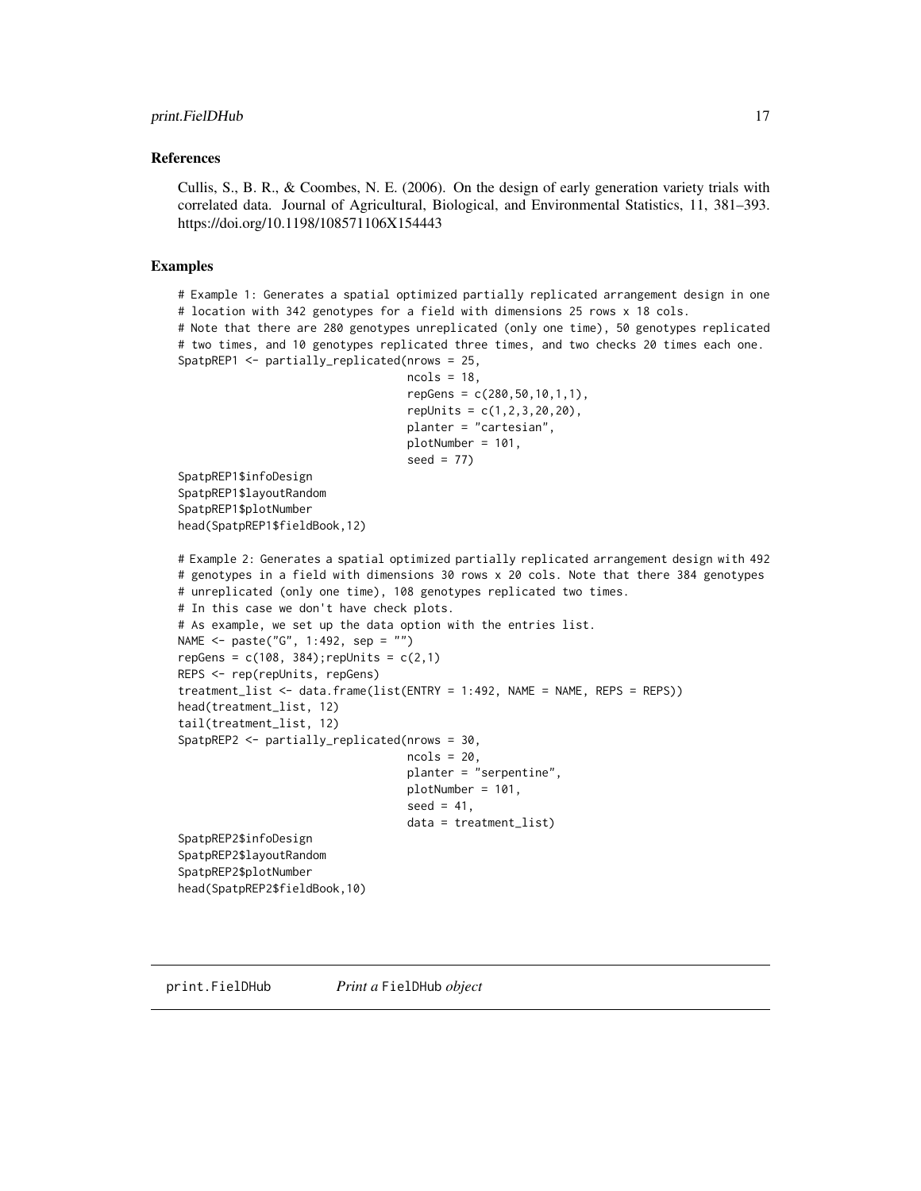## References

Cullis, S., B. R., & Coombes, N. E. (2006). On the design of early generation variety trials with correlated data. Journal of Agricultural, Biological, and Environmental Statistics, 11, 381–393. https://doi.org/10.1198/108571106X154443

## Examples

```
# Example 1: Generates a spatial optimized partially replicated arrangement design in one
# location with 342 genotypes for a field with dimensions 25 rows x 18 cols.
# Note that there are 280 genotypes unreplicated (only one time), 50 genotypes replicated
# two times, and 10 genotypes replicated three times, and two checks 20 times each one.
SpatpREP1 <- partially_replicated(nrows = 25,
                                  ncols = 18,
                                  repGens = c(280,50,10,1,1),
                                  repUnits = c(1,2,3,20,20),
                                  planter = "cartesian",
                                  plotNumber = 101,
                                  seed = 77)
SpatpREP1$infoDesign
SpatpREP1$layoutRandom
SpatpREP1$plotNumber
head(SpatpREP1$fieldBook,12)

# Example 2: Generates a spatial optimized partially replicated arrangement design with 492
# genotypes in a field with dimensions 30 rows x 20 cols. Note that there 384 genotypes
# unreplicated (only one time), 108 genotypes replicated two times.
# In this case we don't have check plots.
# As example, we set up the data option with the entries list.
NAME <- paste("G", 1:492, sep = "")
repGens = c(108, 384);repUnits = c(2,1)
REPS <- rep(repUnits, repGens)
treatment_list <- data.frame(list(ENTRY = 1:492, NAME = NAME, REPS = REPS))
head(treatment_list, 12)
tail(treatment_list, 12)
SpatpREP2 <- partially_replicated(nrows = 30,
                                  ncols = 20,
                                  planter = "serpentine",
                                  plotNumber = 101,
                                  seed = 41,
                                  data = treatment_list)
SpatpREP2$infoDesign
SpatpREP2$layoutRandom
SpatpREP2$plotNumber
head(SpatpREP2$fieldBook,10)
```

---

print.FielDHub *Print a* FielDHub *object*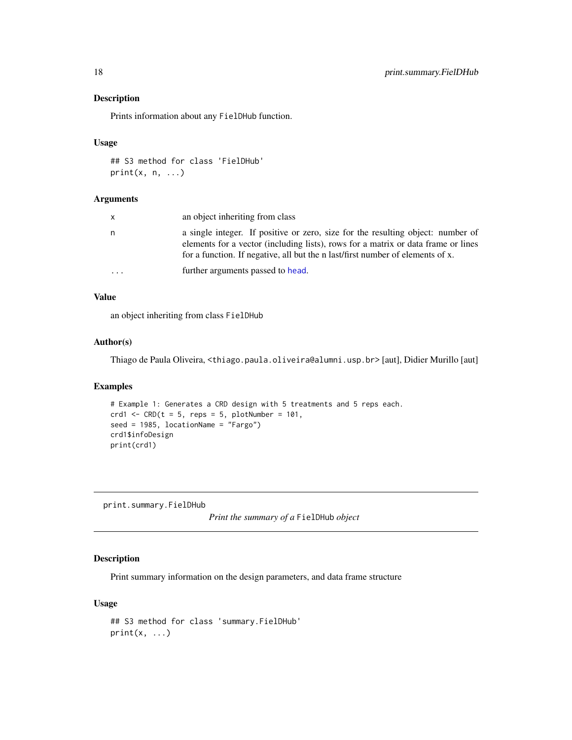### Description

Prints information about any `FielDHub` function.

### Usage

```
## S3 method for class 'FielDHub'
print(x, n, ...)
```

### Arguments

| | |
|---|---|
| x | an object inheriting from class |
| n | a single integer. If positive or zero, size for the resulting object: number of elements for a vector (including lists), rows for a matrix or data frame or lines for a function. If negative, all but the n last/first number of elements of x. |
| ... | further arguments passed to `head`. |

### Value

an object inheriting from class `FielDHub`

### Author(s)

Thiago de Paula Oliveira, <thiago.paula.oliveira@alumni.usp.br> [aut], Didier Murillo [aut]

### Examples

```
# Example 1: Generates a CRD design with 5 treatments and 5 reps each.
crd1 <- CRD(t = 5, reps = 5, plotNumber = 101,
seed = 1985, locationName = "Fargo")
crd1$infoDesign
print(crd1)
```

---

## print.summary.FielDHub

*Print the summary of a* `FielDHub` *object*

---

### Description

Print summary information on the design parameters, and data frame structure

### Usage

```
## S3 method for class 'summary.FielDHub'
print(x, ...)
```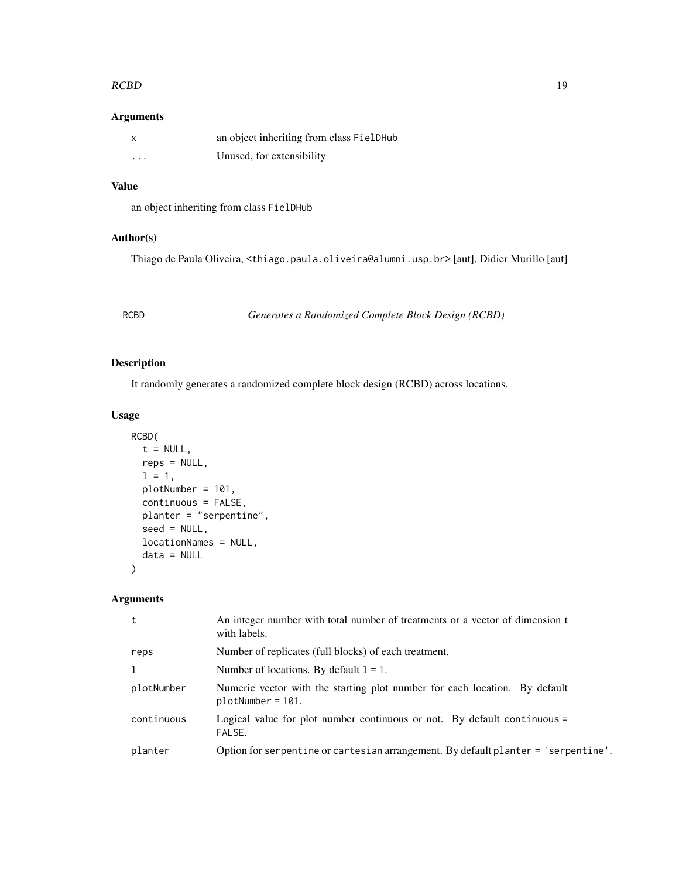## Arguments

| | |
|---|---|
| `x` | an object inheriting from class `FielDHub` |
| `...` | Unused, for extensibility |

## Value

an object inheriting from class `FielDHub`

## Author(s)

Thiago de Paula Oliveira, <thiago.paula.oliveira@alumni.usp.br> [aut], Didier Murillo [aut]

---

# RCBD — *Generates a Randomized Complete Block Design (RCBD)*

## Description

It randomly generates a randomized complete block design (RCBD) across locations.

## Usage

```
RCBD(
  t = NULL,
  reps = NULL,
  l = 1,
  plotNumber = 101,
  continuous = FALSE,
  planter = "serpentine",
  seed = NULL,
  locationNames = NULL,
  data = NULL
)
```

## Arguments

| | |
|---|---|
| `t` | An integer number with total number of treatments or a vector of dimension t with labels. |
| `reps` | Number of replicates (full blocks) of each treatment. |
| `l` | Number of locations. By default `l = 1`. |
| `plotNumber` | Numeric vector with the starting plot number for each location. By default `plotNumber = 101`. |
| `continuous` | Logical value for plot number continuous or not. By default `continuous = FALSE`. |
| `planter` | Option for `serpentine` or `cartesian` arrangement. By default `planter = 'serpentine'`. |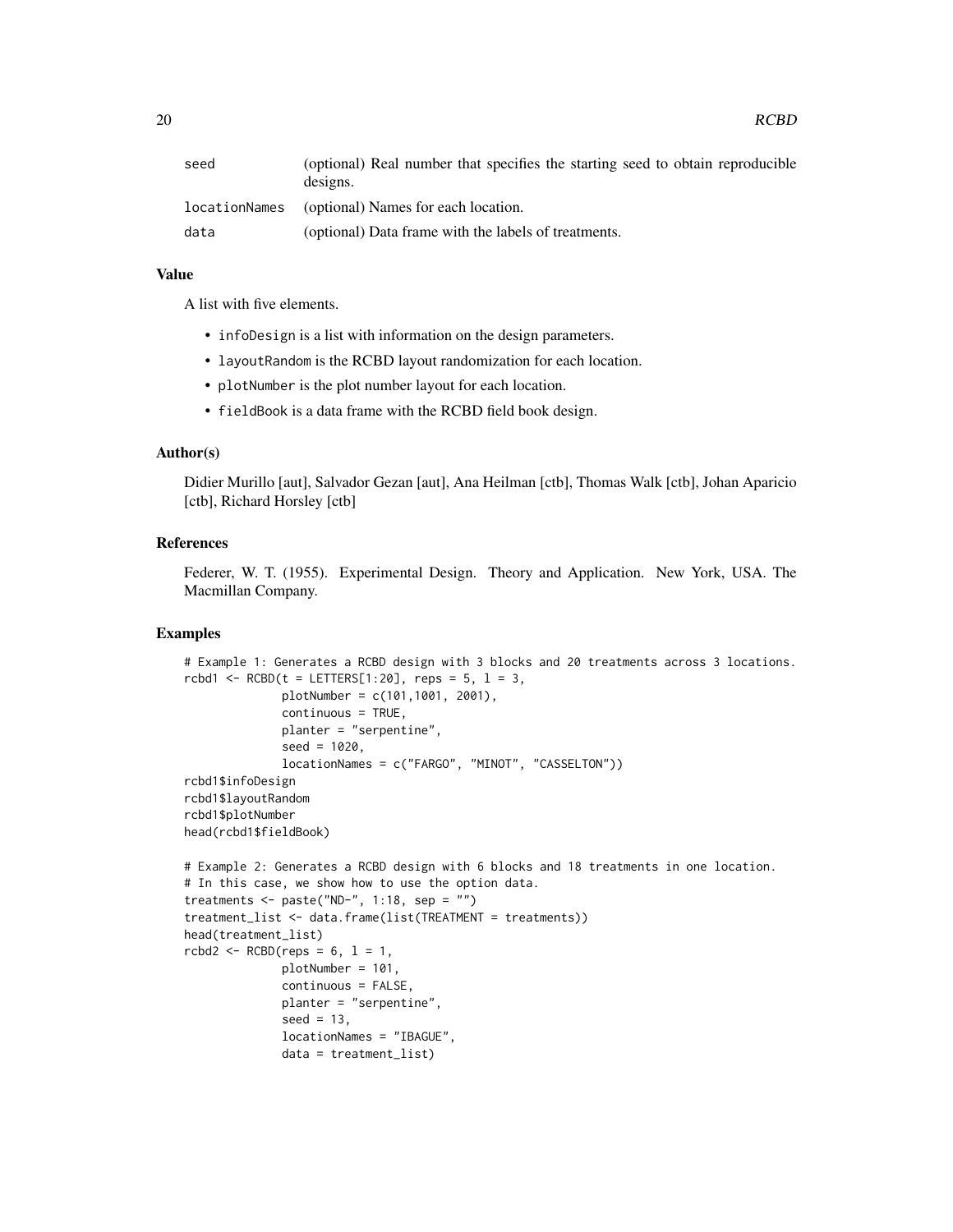| | |
|---|---|
| seed | (optional) Real number that specifies the starting seed to obtain reproducible designs. |
| locationNames | (optional) Names for each location. |
| data | (optional) Data frame with the labels of treatments. |

## Value

A list with five elements.

- infoDesign is a list with information on the design parameters.
- layoutRandom is the RCBD layout randomization for each location.
- plotNumber is the plot number layout for each location.
- fieldBook is a data frame with the RCBD field book design.

## Author(s)

Didier Murillo [aut], Salvador Gezan [aut], Ana Heilman [ctb], Thomas Walk [ctb], Johan Aparicio [ctb], Richard Horsley [ctb]

## References

Federer, W. T. (1955). Experimental Design. Theory and Application. New York, USA. The Macmillan Company.

## Examples

```
# Example 1: Generates a RCBD design with 3 blocks and 20 treatments across 3 locations.
rcbd1 <- RCBD(t = LETTERS[1:20], reps = 5, l = 3,
              plotNumber = c(101,1001, 2001),
              continuous = TRUE,
              planter = "serpentine",
              seed = 1020,
              locationNames = c("FARGO", "MINOT", "CASSELTON"))
rcbd1$infoDesign
rcbd1$layoutRandom
rcbd1$plotNumber
head(rcbd1$fieldBook)

# Example 2: Generates a RCBD design with 6 blocks and 18 treatments in one location.
# In this case, we show how to use the option data.
treatments <- paste("ND-", 1:18, sep = "")
treatment_list <- data.frame(list(TREATMENT = treatments))
head(treatment_list)
rcbd2 <- RCBD(reps = 6, l = 1,
              plotNumber = 101,
              continuous = FALSE,
              planter = "serpentine",
              seed = 13,
              locationNames = "IBAGUE",
              data = treatment_list)
```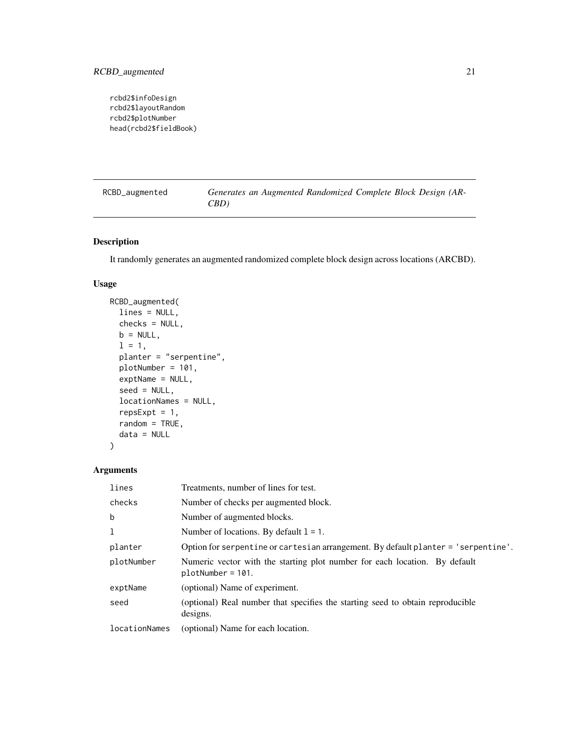```
rcbd2$infoDesign
rcbd2$layoutRandom
rcbd2$plotNumber
head(rcbd2$fieldBook)
```

## RCBD_augmented — *Generates an Augmented Randomized Complete Block Design (ARCBD)*

### Description

It randomly generates an augmented randomized complete block design across locations (ARCBD).

### Usage

```
RCBD_augmented(
  lines = NULL,
  checks = NULL,
  b = NULL,
  l = 1,
  planter = "serpentine",
  plotNumber = 101,
  exptName = NULL,
  seed = NULL,
  locationNames = NULL,
  repsExpt = 1,
  random = TRUE,
  data = NULL
)
```

### Arguments

| | |
|---|---|
| `lines` | Treatments, number of lines for test. |
| `checks` | Number of checks per augmented block. |
| `b` | Number of augmented blocks. |
| `l` | Number of locations. By default `l = 1`. |
| `planter` | Option for `serpentine` or `cartesian` arrangement. By default `planter = 'serpentine'`. |
| `plotNumber` | Numeric vector with the starting plot number for each location. By default `plotNumber = 101`. |
| `exptName` | (optional) Name of experiment. |
| `seed` | (optional) Real number that specifies the starting seed to obtain reproducible designs. |
| `locationNames` | (optional) Name for each location. |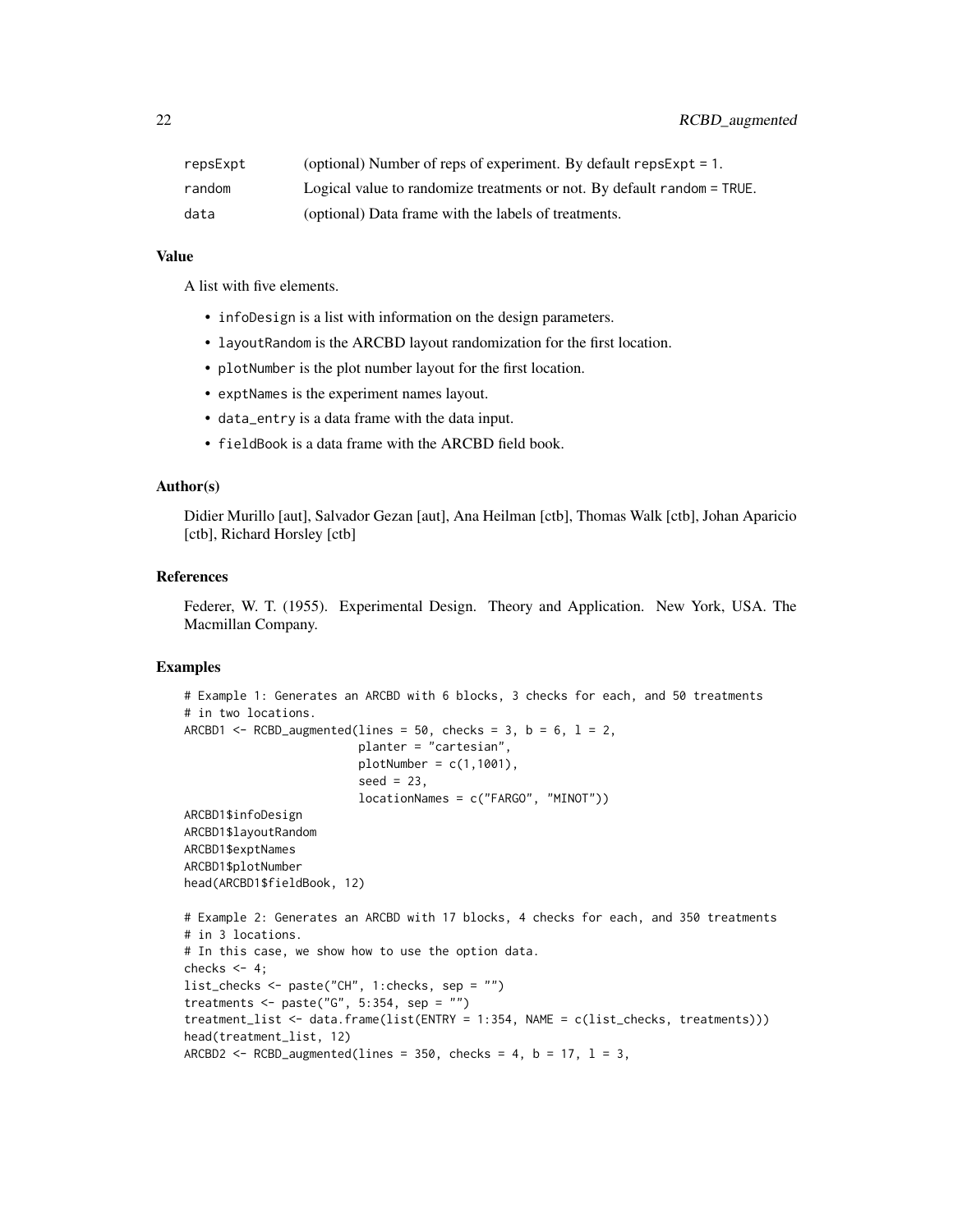| | |
|---|---|
| repsExpt | (optional) Number of reps of experiment. By default repsExpt = 1. |
| random | Logical value to randomize treatments or not. By default random = TRUE. |
| data | (optional) Data frame with the labels of treatments. |

### Value

A list with five elements.

- infoDesign is a list with information on the design parameters.
- layoutRandom is the ARCBD layout randomization for the first location.
- plotNumber is the plot number layout for the first location.
- exptNames is the experiment names layout.
- data_entry is a data frame with the data input.
- fieldBook is a data frame with the ARCBD field book.

### Author(s)

Didier Murillo [aut], Salvador Gezan [aut], Ana Heilman [ctb], Thomas Walk [ctb], Johan Aparicio [ctb], Richard Horsley [ctb]

### References

Federer, W. T. (1955). Experimental Design. Theory and Application. New York, USA. The Macmillan Company.

### Examples

```
# Example 1: Generates an ARCBD with 6 blocks, 3 checks for each, and 50 treatments
# in two locations.
ARCBD1 <- RCBD_augmented(lines = 50, checks = 3, b = 6, l = 2,
                         planter = "cartesian",
                         plotNumber = c(1,1001),
                         seed = 23,
                         locationNames = c("FARGO", "MINOT"))
ARCBD1$infoDesign
ARCBD1$layoutRandom
ARCBD1$exptNames
ARCBD1$plotNumber
head(ARCBD1$fieldBook, 12)

# Example 2: Generates an ARCBD with 17 blocks, 4 checks for each, and 350 treatments
# in 3 locations.
# In this case, we show how to use the option data.
checks <- 4;
list_checks <- paste("CH", 1:checks, sep = "")
treatments <- paste("G", 5:354, sep = "")
treatment_list <- data.frame(list(ENTRY = 1:354, NAME = c(list_checks, treatments)))
head(treatment_list, 12)
ARCBD2 <- RCBD_augmented(lines = 350, checks = 4, b = 17, l = 3,
```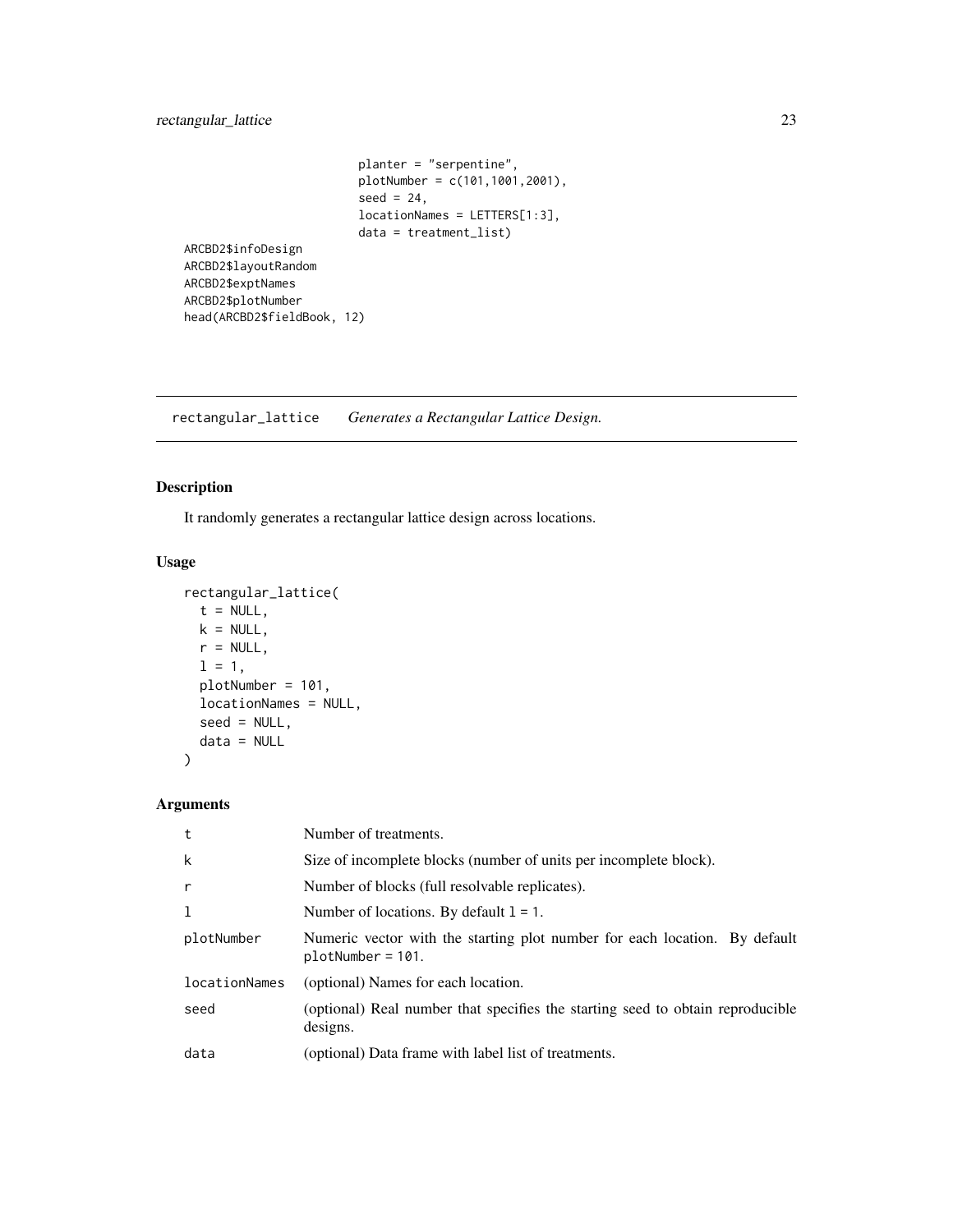```
                         planter = "serpentine",
                         plotNumber = c(101,1001,2001),
                         seed = 24,
                         locationNames = LETTERS[1:3],
                         data = treatment_list)
ARCBD2$infoDesign
ARCBD2$layoutRandom
ARCBD2$exptNames
ARCBD2$plotNumber
head(ARCBD2$fieldBook, 12)
```

---

## rectangular_lattice    *Generates a Rectangular Lattice Design.*

---

### Description

It randomly generates a rectangular lattice design across locations.

### Usage

```
rectangular_lattice(
  t = NULL,
  k = NULL,
  r = NULL,
  l = 1,
  plotNumber = 101,
  locationNames = NULL,
  seed = NULL,
  data = NULL
)
```

### Arguments

| | |
|---|---|
| t | Number of treatments. |
| k | Size of incomplete blocks (number of units per incomplete block). |
| r | Number of blocks (full resolvable replicates). |
| l | Number of locations. By default l = 1. |
| plotNumber | Numeric vector with the starting plot number for each location. By default plotNumber = 101. |
| locationNames | (optional) Names for each location. |
| seed | (optional) Real number that specifies the starting seed to obtain reproducible designs. |
| data | (optional) Data frame with label list of treatments. |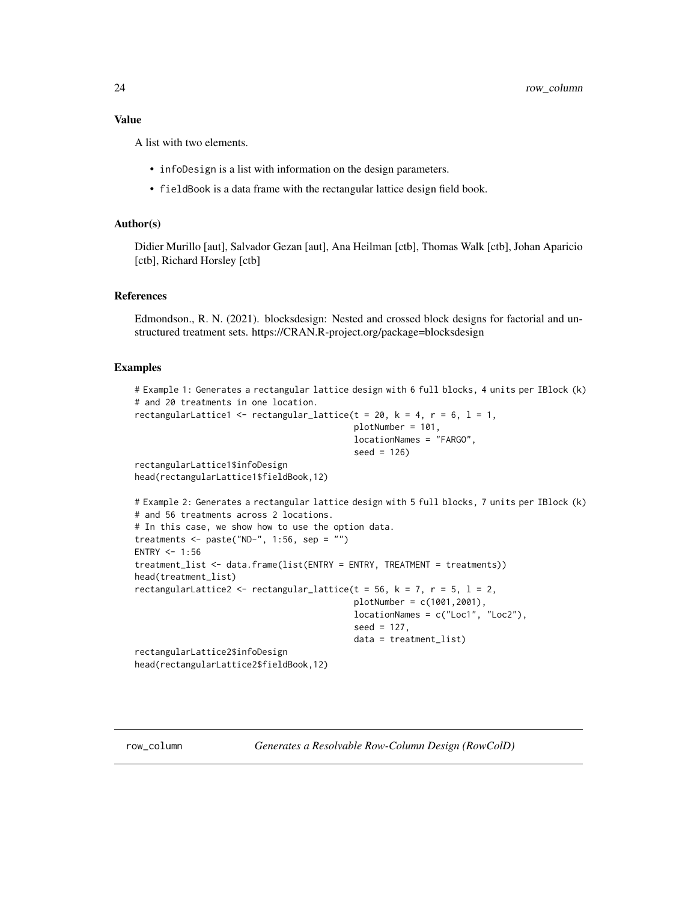### Value

A list with two elements.

- infoDesign is a list with information on the design parameters.
- fieldBook is a data frame with the rectangular lattice design field book.

### Author(s)

Didier Murillo [aut], Salvador Gezan [aut], Ana Heilman [ctb], Thomas Walk [ctb], Johan Aparicio [ctb], Richard Horsley [ctb]

### References

Edmondson., R. N. (2021). blocksdesign: Nested and crossed block designs for factorial and unstructured treatment sets. https://CRAN.R-project.org/package=blocksdesign

### Examples

```
# Example 1: Generates a rectangular lattice design with 6 full blocks, 4 units per IBlock (k)
# and 20 treatments in one location.
rectangularLattice1 <- rectangular_lattice(t = 20, k = 4, r = 6, l = 1,
                                           plotNumber = 101,
                                           locationNames = "FARGO",
                                           seed = 126)
rectangularLattice1$infoDesign
head(rectangularLattice1$fieldBook,12)

# Example 2: Generates a rectangular lattice design with 5 full blocks, 7 units per IBlock (k)
# and 56 treatments across 2 locations.
# In this case, we show how to use the option data.
treatments <- paste("ND-", 1:56, sep = "")
ENTRY <- 1:56
treatment_list <- data.frame(list(ENTRY = ENTRY, TREATMENT = treatments))
head(treatment_list)
rectangularLattice2 <- rectangular_lattice(t = 56, k = 7, r = 5, l = 2,
                                           plotNumber = c(1001,2001),
                                           locationNames = c("Loc1", "Loc2"),
                                           seed = 127,
                                           data = treatment_list)
rectangularLattice2$infoDesign
head(rectangularLattice2$fieldBook,12)
```

---

## row_column    *Generates a Resolvable Row-Column Design (RowColD)*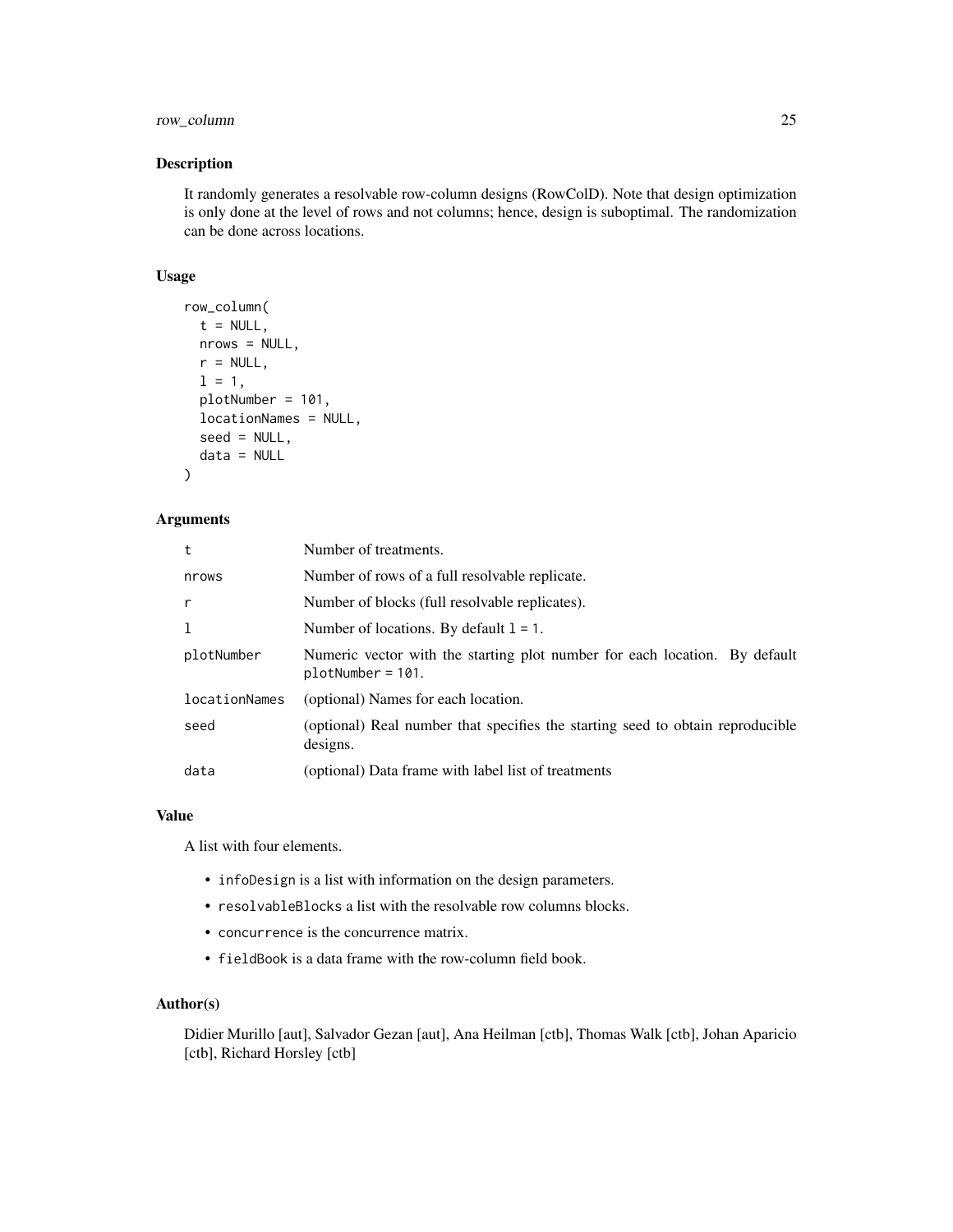### Description

It randomly generates a resolvable row-column designs (RowColD). Note that design optimization is only done at the level of rows and not columns; hence, design is suboptimal. The randomization can be done across locations.

### Usage

```
row_column(
  t = NULL,
  nrows = NULL,
  r = NULL,
  l = 1,
  plotNumber = 101,
  locationNames = NULL,
  seed = NULL,
  data = NULL
)
```

### Arguments

| | |
|---|---|
| `t` | Number of treatments. |
| `nrows` | Number of rows of a full resolvable replicate. |
| `r` | Number of blocks (full resolvable replicates). |
| `l` | Number of locations. By default `l = 1`. |
| `plotNumber` | Numeric vector with the starting plot number for each location. By default `plotNumber = 101`. |
| `locationNames` | (optional) Names for each location. |
| `seed` | (optional) Real number that specifies the starting seed to obtain reproducible designs. |
| `data` | (optional) Data frame with label list of treatments |

### Value

A list with four elements.

- `infoDesign` is a list with information on the design parameters.
- `resolvableBlocks` a list with the resolvable row columns blocks.
- `concurrence` is the concurrence matrix.
- `fieldBook` is a data frame with the row-column field book.

### Author(s)

Didier Murillo [aut], Salvador Gezan [aut], Ana Heilman [ctb], Thomas Walk [ctb], Johan Aparicio [ctb], Richard Horsley [ctb]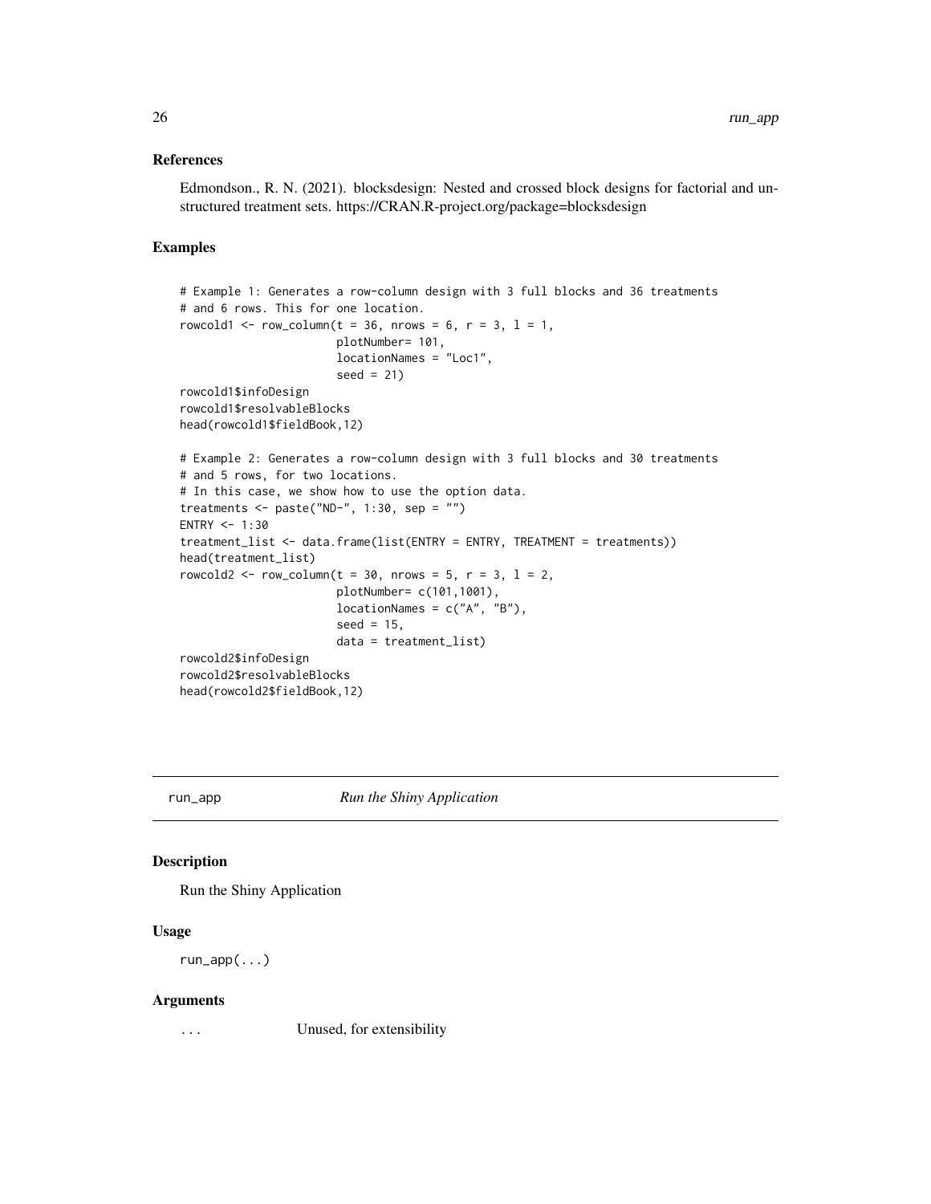### References

Edmondson., R. N. (2021). blocksdesign: Nested and crossed block designs for factorial and unstructured treatment sets. https://CRAN.R-project.org/package=blocksdesign

### Examples

```
# Example 1: Generates a row-column design with 3 full blocks and 36 treatments
# and 6 rows. This for one location.
rowcold1 <- row_column(t = 36, nrows = 6, r = 3, l = 1,
                       plotNumber= 101,
                       locationNames = "Loc1",
                       seed = 21)
rowcold1$infoDesign
rowcold1$resolvableBlocks
head(rowcold1$fieldBook,12)

# Example 2: Generates a row-column design with 3 full blocks and 30 treatments
# and 5 rows, for two locations.
# In this case, we show how to use the option data.
treatments <- paste("ND-", 1:30, sep = "")
ENTRY <- 1:30
treatment_list <- data.frame(list(ENTRY = ENTRY, TREATMENT = treatments))
head(treatment_list)
rowcold2 <- row_column(t = 30, nrows = 5, r = 3, l = 2,
                       plotNumber= c(101,1001),
                       locationNames = c("A", "B"),
                       seed = 15,
                       data = treatment_list)
rowcold2$infoDesign
rowcold2$resolvableBlocks
head(rowcold2$fieldBook,12)
```

---

## run_app *Run the Shiny Application*

### Description

Run the Shiny Application

### Usage

```
run_app(...)
```

### Arguments

| | |
|---|---|
| ... | Unused, for extensibility |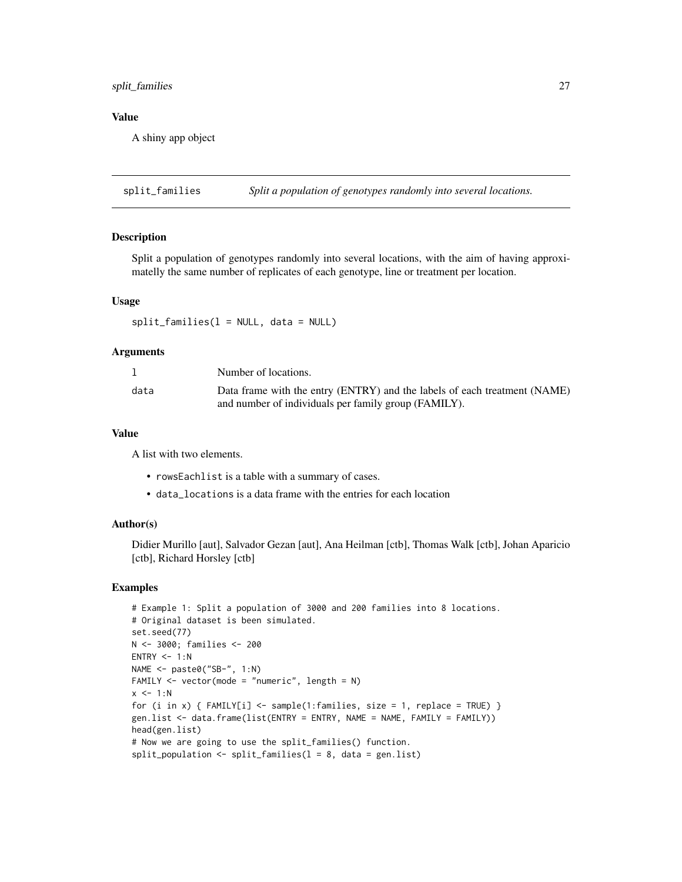### Value

A shiny app object

## split_families *Split a population of genotypes randomly into several locations.*

### Description

Split a population of genotypes randomly into several locations, with the aim of having approximatelly the same number of replicates of each genotype, line or treatment per location.

### Usage

```
split_families(l = NULL, data = NULL)
```

### Arguments

| | |
|---|---|
| `l` | Number of locations. |
| `data` | Data frame with the entry (ENTRY) and the labels of each treatment (NAME) and number of individuals per family group (FAMILY). |

### Value

A list with two elements.

- `rowsEachlist` is a table with a summary of cases.
- `data_locations` is a data frame with the entries for each location

### Author(s)

Didier Murillo [aut], Salvador Gezan [aut], Ana Heilman [ctb], Thomas Walk [ctb], Johan Aparicio [ctb], Richard Horsley [ctb]

### Examples

```
# Example 1: Split a population of 3000 and 200 families into 8 locations.
# Original dataset is been simulated.
set.seed(77)
N <- 3000; families <- 200
ENTRY <- 1:N
NAME <- paste0("SB-", 1:N)
FAMILY <- vector(mode = "numeric", length = N)
x <- 1:N
for (i in x) { FAMILY[i] <- sample(1:families, size = 1, replace = TRUE) }
gen.list <- data.frame(list(ENTRY = ENTRY, NAME = NAME, FAMILY = FAMILY))
head(gen.list)
# Now we are going to use the split_families() function.
split_population <- split_families(l = 8, data = gen.list)
```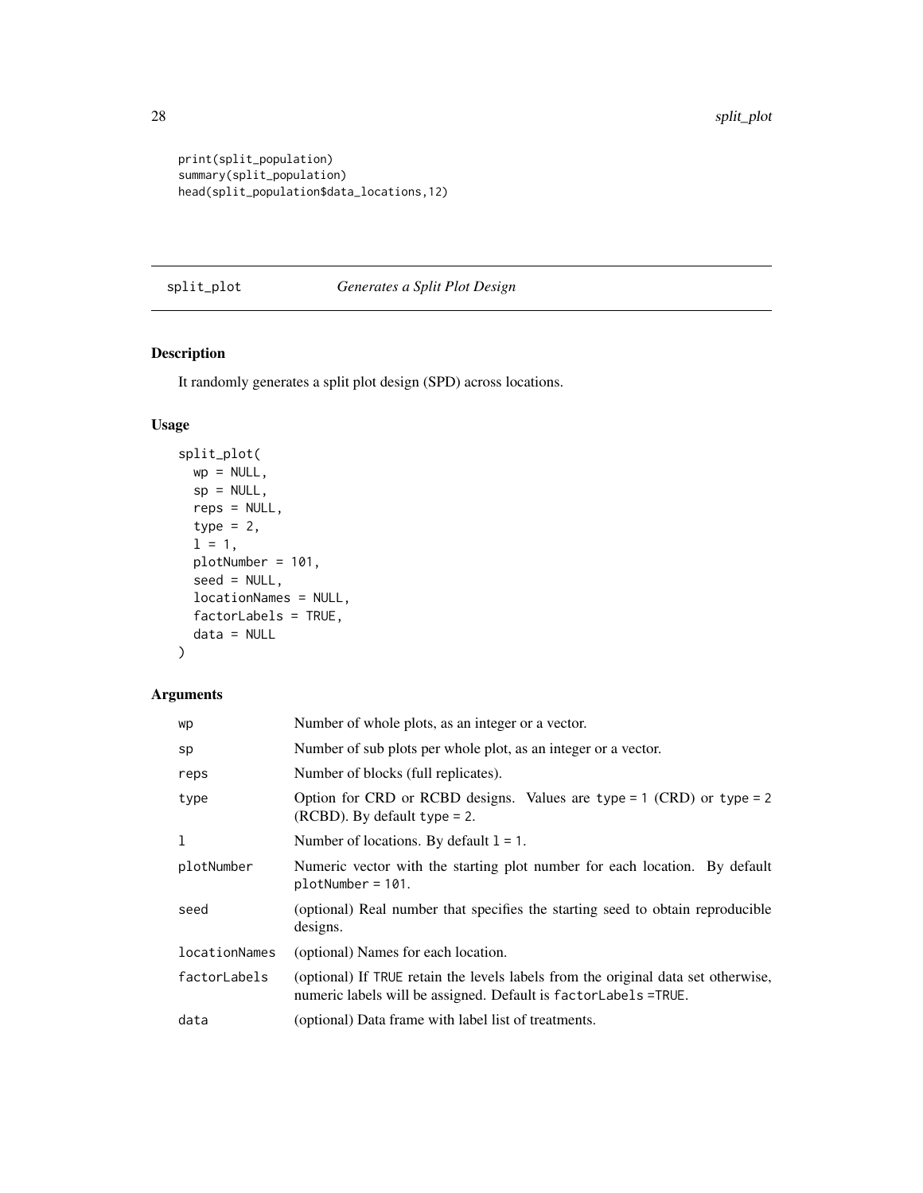```
print(split_population)
summary(split_population)
head(split_population$data_locations,12)
```

## split_plot *Generates a Split Plot Design*

### Description

It randomly generates a split plot design (SPD) across locations.

### Usage

```
split_plot(
  wp = NULL,
  sp = NULL,
  reps = NULL,
  type = 2,
  l = 1,
  plotNumber = 101,
  seed = NULL,
  locationNames = NULL,
  factorLabels = TRUE,
  data = NULL
)
```

### Arguments

| | |
|---|---|
| wp | Number of whole plots, as an integer or a vector. |
| sp | Number of sub plots per whole plot, as an integer or a vector. |
| reps | Number of blocks (full replicates). |
| type | Option for CRD or RCBD designs. Values are type = 1 (CRD) or type = 2 (RCBD). By default type = 2. |
| l | Number of locations. By default l = 1. |
| plotNumber | Numeric vector with the starting plot number for each location. By default plotNumber = 101. |
| seed | (optional) Real number that specifies the starting seed to obtain reproducible designs. |
| locationNames | (optional) Names for each location. |
| factorLabels | (optional) If TRUE retain the levels labels from the original data set otherwise, numeric labels will be assigned. Default is factorLabels =TRUE. |
| data | (optional) Data frame with label list of treatments. |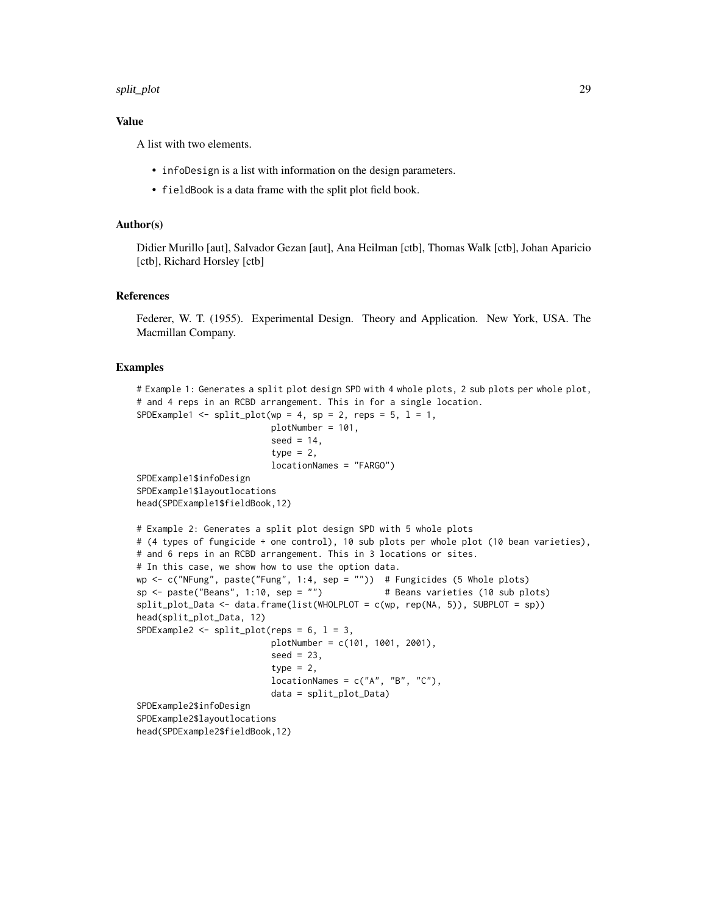## Value

A list with two elements.

- `infoDesign` is a list with information on the design parameters.
- `fieldBook` is a data frame with the split plot field book.

## Author(s)

Didier Murillo [aut], Salvador Gezan [aut], Ana Heilman [ctb], Thomas Walk [ctb], Johan Aparicio [ctb], Richard Horsley [ctb]

## References

Federer, W. T. (1955). Experimental Design. Theory and Application. New York, USA. The Macmillan Company.

## Examples

```
# Example 1: Generates a split plot design SPD with 4 whole plots, 2 sub plots per whole plot,
# and 4 reps in an RCBD arrangement. This in for a single location.
SPDExample1 <- split_plot(wp = 4, sp = 2, reps = 5, l = 1,
                          plotNumber = 101,
                          seed = 14,
                          type = 2,
                          locationNames = "FARGO")
SPDExample1$infoDesign
SPDExample1$layoutlocations
head(SPDExample1$fieldBook,12)

# Example 2: Generates a split plot design SPD with 5 whole plots
# (4 types of fungicide + one control), 10 sub plots per whole plot (10 bean varieties),
# and 6 reps in an RCBD arrangement. This in 3 locations or sites.
# In this case, we show how to use the option data.
wp <- c("NFung", paste("Fung", 1:4, sep = ""))  # Fungicides (5 Whole plots)
sp <- paste("Beans", 1:10, sep = "")            # Beans varieties (10 sub plots)
split_plot_Data <- data.frame(list(WHOLPLOT = c(wp, rep(NA, 5)), SUBPLOT = sp))
head(split_plot_Data, 12)
SPDExample2 <- split_plot(reps = 6, l = 3,
                          plotNumber = c(101, 1001, 2001),
                          seed = 23,
                          type = 2,
                          locationNames = c("A", "B", "C"),
                          data = split_plot_Data)
SPDExample2$infoDesign
SPDExample2$layoutlocations
head(SPDExample2$fieldBook,12)
```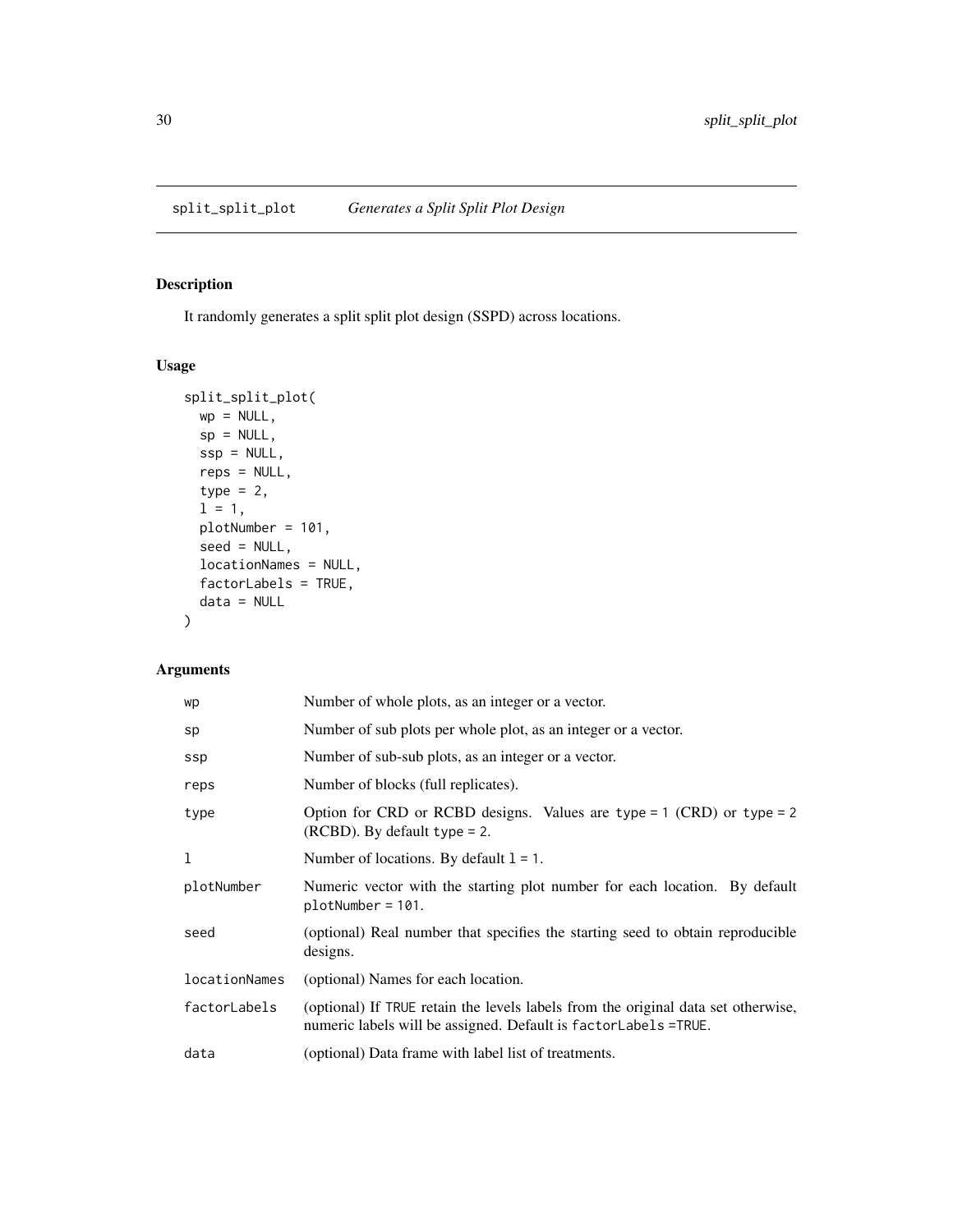## split_split_plot *Generates a Split Split Plot Design*

### Description

It randomly generates a split split plot design (SSPD) across locations.

### Usage

```
split_split_plot(
  wp = NULL,
  sp = NULL,
  ssp = NULL,
  reps = NULL,
  type = 2,
  l = 1,
  plotNumber = 101,
  seed = NULL,
  locationNames = NULL,
  factorLabels = TRUE,
  data = NULL
)
```

### Arguments

| | |
|---|---|
| wp | Number of whole plots, as an integer or a vector. |
| sp | Number of sub plots per whole plot, as an integer or a vector. |
| ssp | Number of sub-sub plots, as an integer or a vector. |
| reps | Number of blocks (full replicates). |
| type | Option for CRD or RCBD designs. Values are `type = 1` (CRD) or `type = 2` (RCBD). By default `type = 2`. |
| l | Number of locations. By default `l = 1`. |
| plotNumber | Numeric vector with the starting plot number for each location. By default `plotNumber = 101`. |
| seed | (optional) Real number that specifies the starting seed to obtain reproducible designs. |
| locationNames | (optional) Names for each location. |
| factorLabels | (optional) If `TRUE` retain the levels labels from the original data set otherwise, numeric labels will be assigned. Default is `factorLabels =TRUE`. |
| data | (optional) Data frame with label list of treatments. |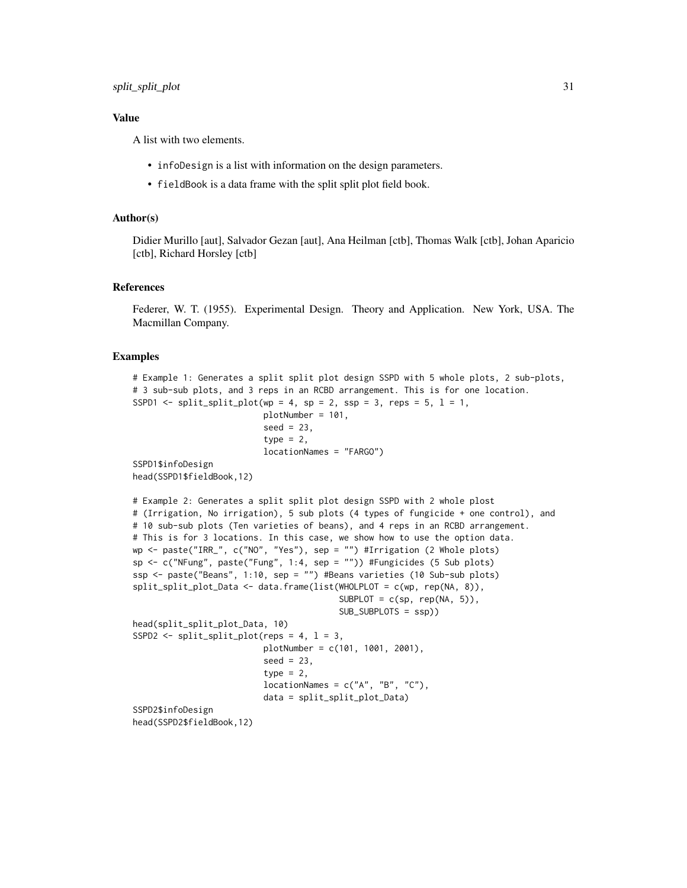### Value

A list with two elements.

- `infoDesign` is a list with information on the design parameters.
- `fieldBook` is a data frame with the split split plot field book.

### Author(s)

Didier Murillo [aut], Salvador Gezan [aut], Ana Heilman [ctb], Thomas Walk [ctb], Johan Aparicio [ctb], Richard Horsley [ctb]

### References

Federer, W. T. (1955). Experimental Design. Theory and Application. New York, USA. The Macmillan Company.

### Examples

```
# Example 1: Generates a split split plot design SSPD with 5 whole plots, 2 sub-plots,
# 3 sub-sub plots, and 3 reps in an RCBD arrangement. This is for one location.
SSPD1 <- split_split_plot(wp = 4, sp = 2, ssp = 3, reps = 5, l = 1,
                          plotNumber = 101,
                          seed = 23,
                          type = 2,
                          locationNames = "FARGO")
SSPD1$infoDesign
head(SSPD1$fieldBook,12)

# Example 2: Generates a split split plot design SSPD with 2 whole plost
# (Irrigation, No irrigation), 5 sub plots (4 types of fungicide + one control), and
# 10 sub-sub plots (Ten varieties of beans), and 4 reps in an RCBD arrangement.
# This is for 3 locations. In this case, we show how to use the option data.
wp <- paste("IRR_", c("NO", "Yes"), sep = "") #Irrigation (2 Whole plots)
sp <- c("NFung", paste("Fung", 1:4, sep = "")) #Fungicides (5 Sub plots)
ssp <- paste("Beans", 1:10, sep = "") #Beans varieties (10 Sub-sub plots)
split_split_plot_Data <- data.frame(list(WHOLPLOT = c(wp, rep(NA, 8)),
                                         SUBPLOT = c(sp, rep(NA, 5)),
                                         SUB_SUBPLOTS = ssp))
head(split_split_plot_Data, 10)
SSPD2 <- split_split_plot(reps = 4, l = 3,
                          plotNumber = c(101, 1001, 2001),
                          seed = 23,
                          type = 2,
                          locationNames = c("A", "B", "C"),
                          data = split_split_plot_Data)
SSPD2$infoDesign
head(SSPD2$fieldBook,12)
```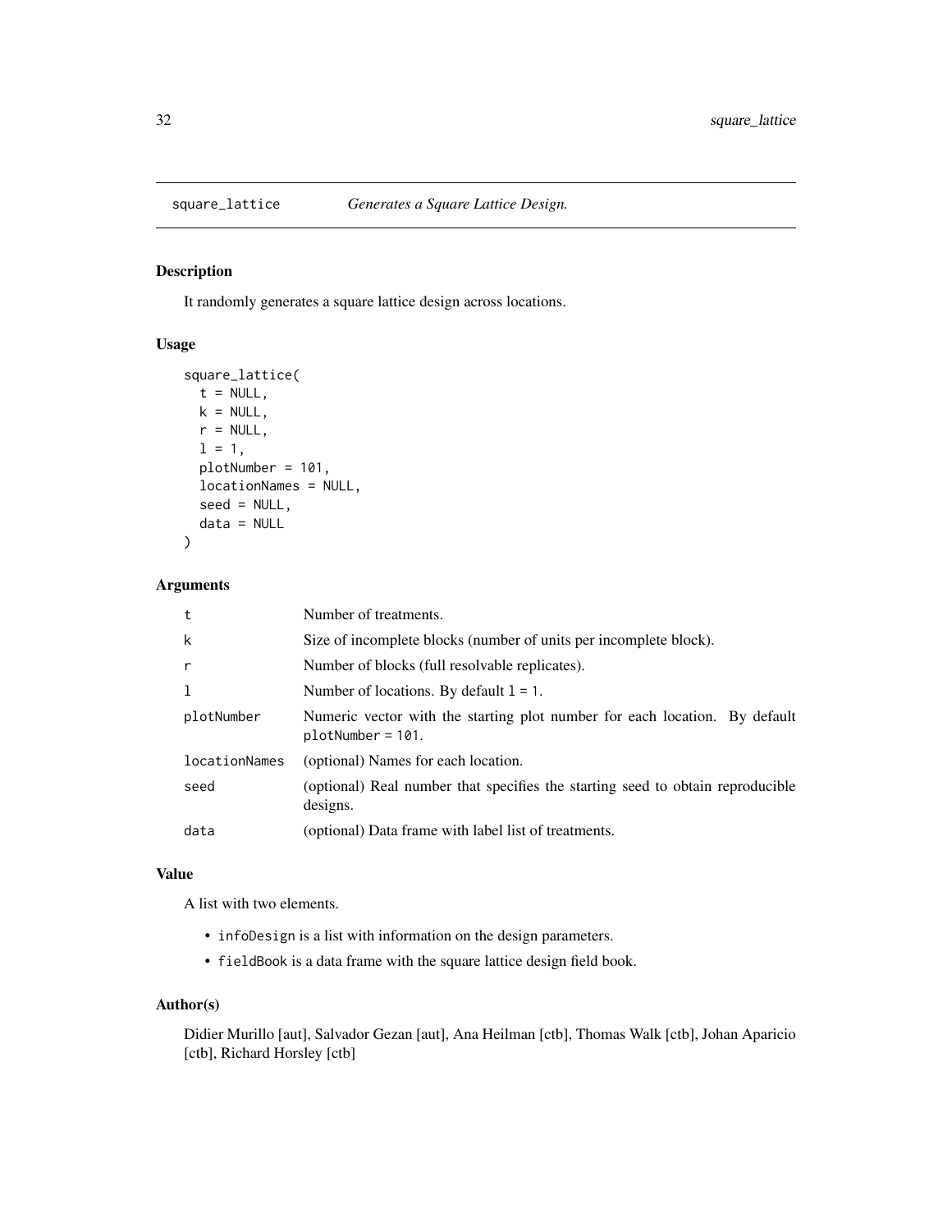# square_lattice — *Generates a Square Lattice Design.*

## Description

It randomly generates a square lattice design across locations.

## Usage

```
square_lattice(
  t = NULL,
  k = NULL,
  r = NULL,
  l = 1,
  plotNumber = 101,
  locationNames = NULL,
  seed = NULL,
  data = NULL
)
```

## Arguments

| Argument | Description |
| --- | --- |
| t | Number of treatments. |
| k | Size of incomplete blocks (number of units per incomplete block). |
| r | Number of blocks (full resolvable replicates). |
| l | Number of locations. By default l = 1. |
| plotNumber | Numeric vector with the starting plot number for each location. By default plotNumber = 101. |
| locationNames | (optional) Names for each location. |
| seed | (optional) Real number that specifies the starting seed to obtain reproducible designs. |
| data | (optional) Data frame with label list of treatments. |

## Value

A list with two elements.

- infoDesign is a list with information on the design parameters.
- fieldBook is a data frame with the square lattice design field book.

## Author(s)

Didier Murillo [aut], Salvador Gezan [aut], Ana Heilman [ctb], Thomas Walk [ctb], Johan Aparicio [ctb], Richard Horsley [ctb]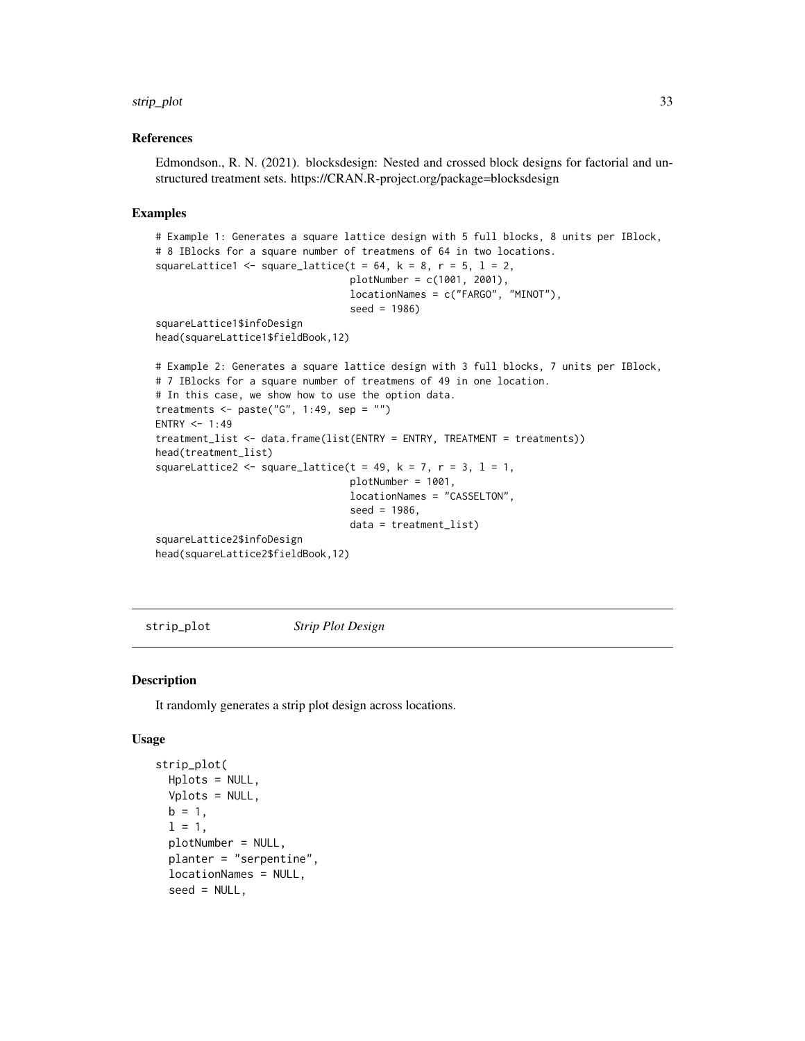### References

Edmondson., R. N. (2021). blocksdesign: Nested and crossed block designs for factorial and unstructured treatment sets. https://CRAN.R-project.org/package=blocksdesign

### Examples

```
# Example 1: Generates a square lattice design with 5 full blocks, 8 units per IBlock,
# 8 IBlocks for a square number of treatmens of 64 in two locations.
squareLattice1 <- square_lattice(t = 64, k = 8, r = 5, l = 2,
                                 plotNumber = c(1001, 2001),
                                 locationNames = c("FARGO", "MINOT"),
                                 seed = 1986)
squareLattice1$infoDesign
head(squareLattice1$fieldBook,12)

# Example 2: Generates a square lattice design with 3 full blocks, 7 units per IBlock,
# 7 IBlocks for a square number of treatmens of 49 in one location.
# In this case, we show how to use the option data.
treatments <- paste("G", 1:49, sep = "")
ENTRY <- 1:49
treatment_list <- data.frame(list(ENTRY = ENTRY, TREATMENT = treatments))
head(treatment_list)
squareLattice2 <- square_lattice(t = 49, k = 7, r = 3, l = 1,
                                 plotNumber = 1001,
                                 locationNames = "CASSELTON",
                                 seed = 1986,
                                 data = treatment_list)
squareLattice2$infoDesign
head(squareLattice2$fieldBook,12)
```

---

## strip_plot    *Strip Plot Design*

### Description

It randomly generates a strip plot design across locations.

### Usage

```
strip_plot(
  Hplots = NULL,
  Vplots = NULL,
  b = 1,
  l = 1,
  plotNumber = NULL,
  planter = "serpentine",
  locationNames = NULL,
  seed = NULL,
```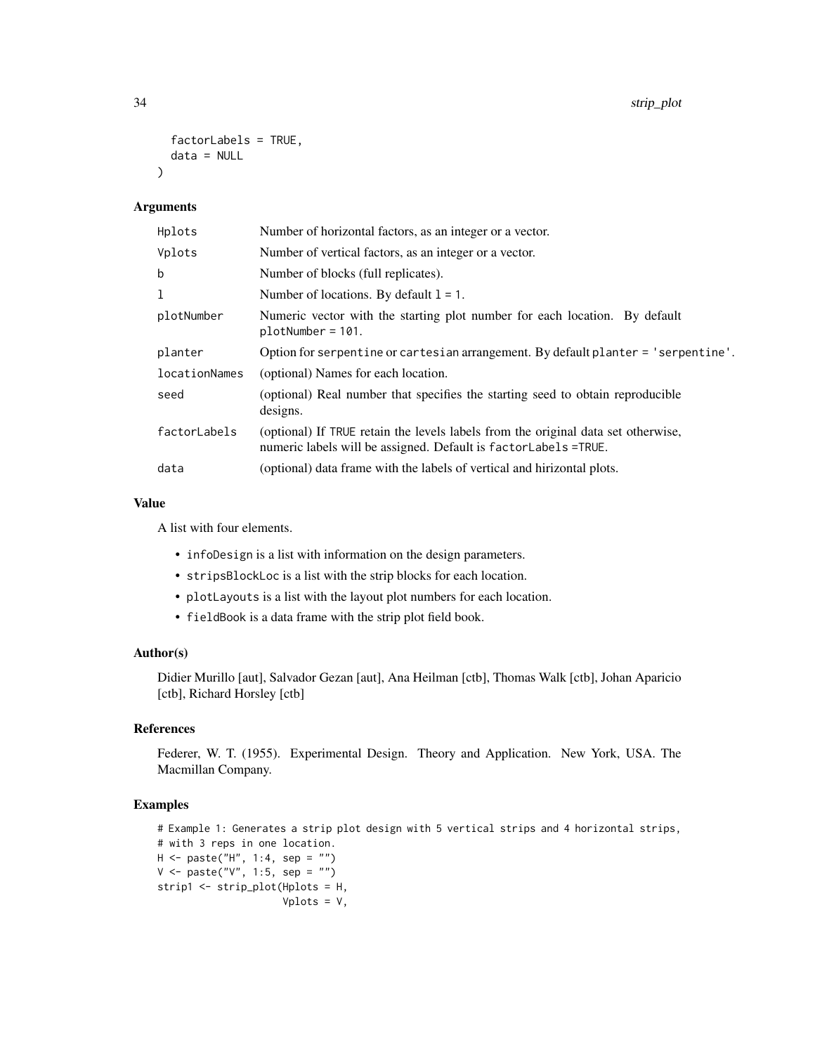```
  factorLabels = TRUE,
  data = NULL
)
```

## Arguments

| | |
|---|---|
| Hplots | Number of horizontal factors, as an integer or a vector. |
| Vplots | Number of vertical factors, as an integer or a vector. |
| b | Number of blocks (full replicates). |
| l | Number of locations. By default l = 1. |
| plotNumber | Numeric vector with the starting plot number for each location. By default plotNumber = 101. |
| planter | Option for serpentine or cartesian arrangement. By default planter = 'serpentine'. |
| locationNames | (optional) Names for each location. |
| seed | (optional) Real number that specifies the starting seed to obtain reproducible designs. |
| factorLabels | (optional) If TRUE retain the levels labels from the original data set otherwise, numeric labels will be assigned. Default is factorLabels =TRUE. |
| data | (optional) data frame with the labels of vertical and hirizontal plots. |

## Value

A list with four elements.

- infoDesign is a list with information on the design parameters.
- stripsBlockLoc is a list with the strip blocks for each location.
- plotLayouts is a list with the layout plot numbers for each location.
- fieldBook is a data frame with the strip plot field book.

## Author(s)

Didier Murillo [aut], Salvador Gezan [aut], Ana Heilman [ctb], Thomas Walk [ctb], Johan Aparicio [ctb], Richard Horsley [ctb]

## References

Federer, W. T. (1955). Experimental Design. Theory and Application. New York, USA. The Macmillan Company.

## Examples

```
# Example 1: Generates a strip plot design with 5 vertical strips and 4 horizontal strips,
# with 3 reps in one location.
H <- paste("H", 1:4, sep = "")
V <- paste("V", 1:5, sep = "")
strip1 <- strip_plot(Hplots = H,
                     Vplots = V,
```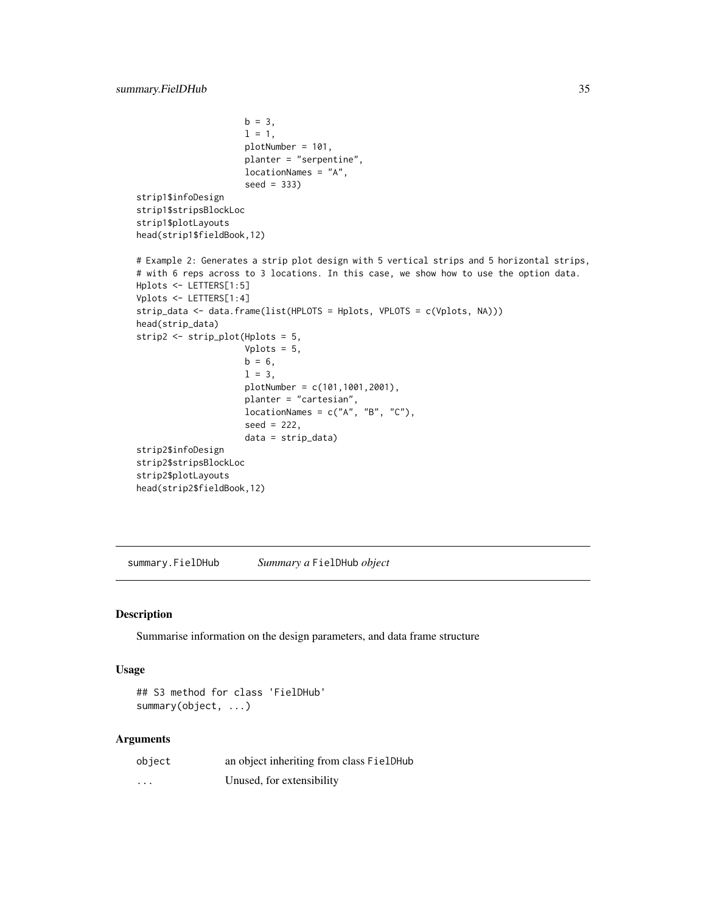```
                    b = 3,
                    l = 1,
                    plotNumber = 101,
                    planter = "serpentine",
                    locationNames = "A",
                    seed = 333)
strip1$infoDesign
strip1$stripsBlockLoc
strip1$plotLayouts
head(strip1$fieldBook,12)

# Example 2: Generates a strip plot design with 5 vertical strips and 5 horizontal strips,
# with 6 reps across to 3 locations. In this case, we show how to use the option data.
Hplots <- LETTERS[1:5]
Vplots <- LETTERS[1:4]
strip_data <- data.frame(list(HPLOTS = Hplots, VPLOTS = c(Vplots, NA)))
head(strip_data)
strip2 <- strip_plot(Hplots = 5,
                    Vplots = 5,
                    b = 6,
                    l = 3,
                    plotNumber = c(101,1001,2001),
                    planter = "cartesian",
                    locationNames = c("A", "B", "C"),
                    seed = 222,
                    data = strip_data)
strip2$infoDesign
strip2$stripsBlockLoc
strip2$plotLayouts
head(strip2$fieldBook,12)
```

## summary.FielDHub &nbsp;&nbsp;&nbsp; *Summary a* `FielDHub` *object*

### Description

Summarise information on the design parameters, and data frame structure

### Usage

```
## S3 method for class 'FielDHub'
summary(object, ...)
```

### Arguments

| | |
|---|---|
| `object` | an object inheriting from class `FielDHub` |
| `...` | Unused, for extensibility |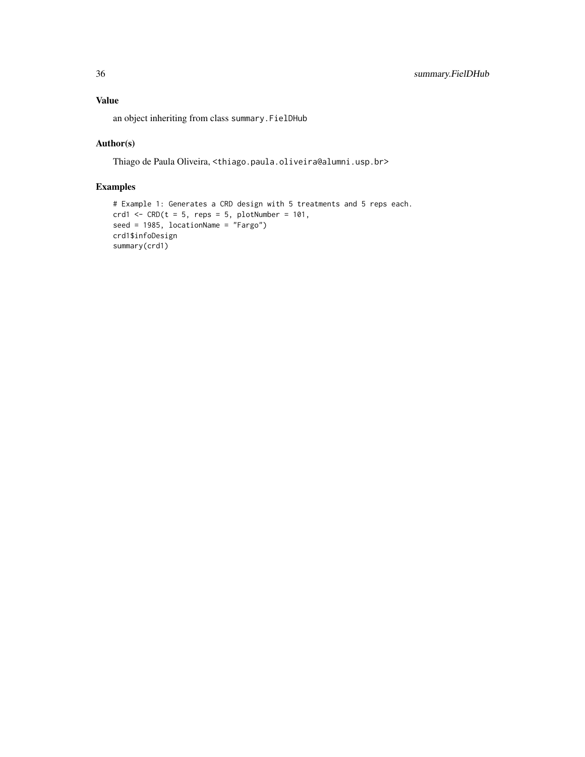## Value

an object inheriting from class `summary.FielDHub`

## Author(s)

Thiago de Paula Oliveira, <thiago.paula.oliveira@alumni.usp.br>

## Examples

```
# Example 1: Generates a CRD design with 5 treatments and 5 reps each.
crd1 <- CRD(t = 5, reps = 5, plotNumber = 101,
seed = 1985, locationName = "Fargo")
crd1$infoDesign
summary(crd1)
```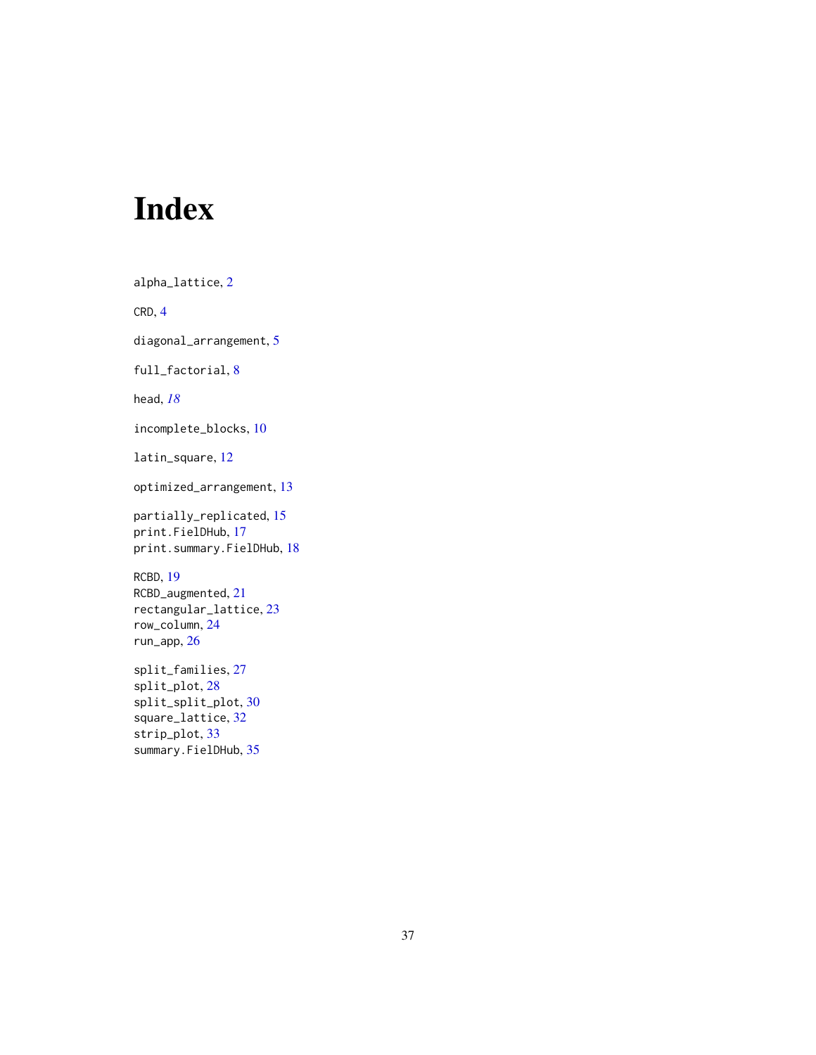# Index

alpha_lattice, 2

CRD, 4

diagonal_arrangement, 5

full_factorial, 8

head, *18*

incomplete_blocks, 10

latin_square, 12

optimized_arrangement, 13

partially_replicated, 15
print.FielDHub, 17
print.summary.FielDHub, 18

RCBD, 19
RCBD_augmented, 21
rectangular_lattice, 23
row_column, 24
run_app, 26

split_families, 27
split_plot, 28
split_split_plot, 30
square_lattice, 32
strip_plot, 33
summary.FielDHub, 35